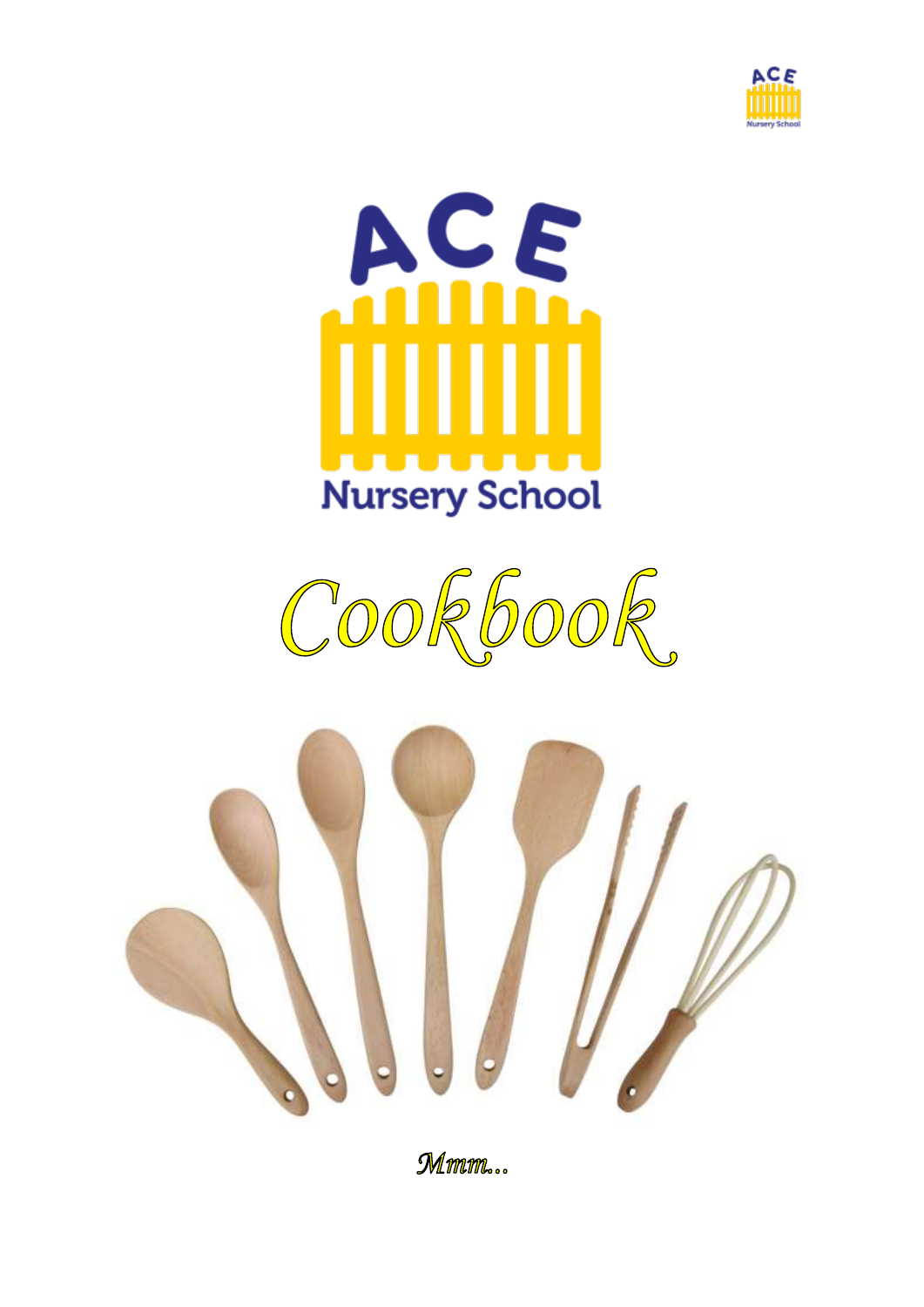ACE

Nursery School

# Cookbook

*Mmm...*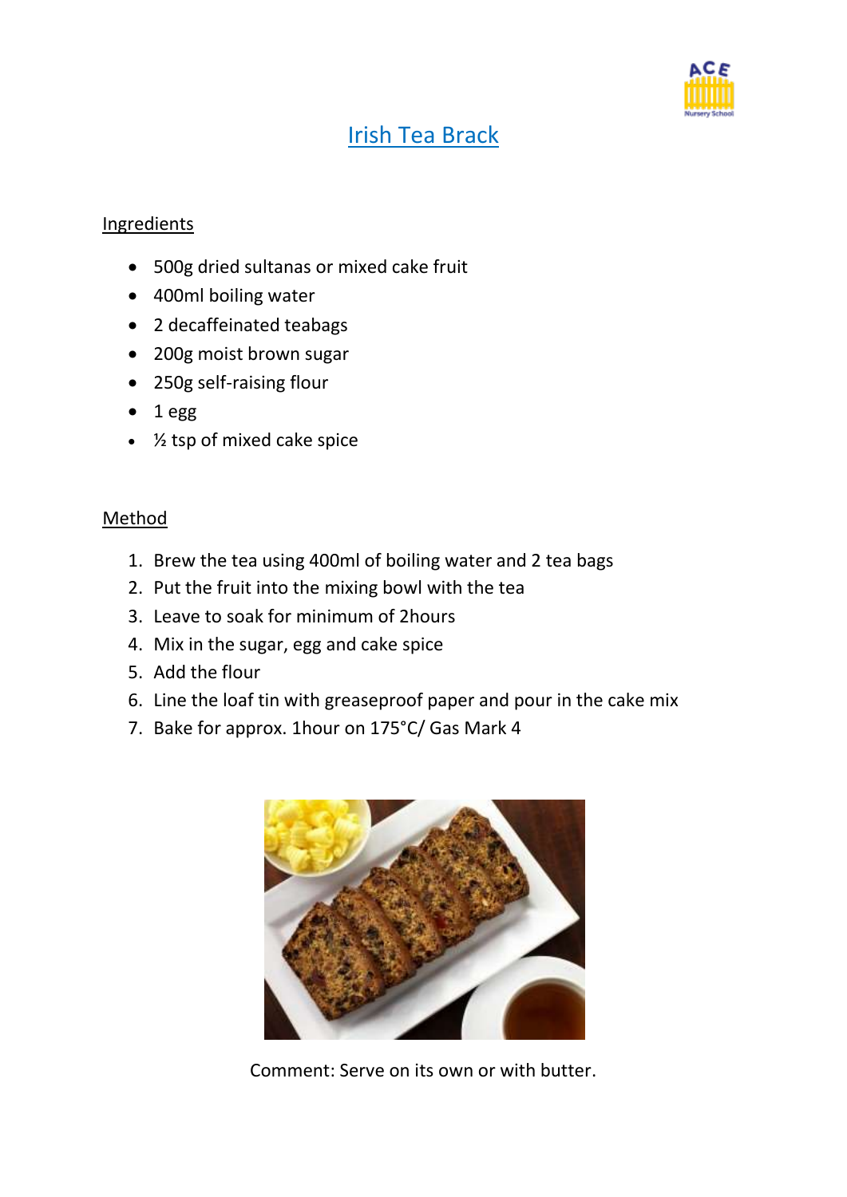# Irish Tea Brack

## Ingredients

- 500g dried sultanas or mixed cake fruit
- 400ml boiling water
- 2 decaffeinated teabags
- 200g moist brown sugar
- 250g self-raising flour
- 1 egg
- ½ tsp of mixed cake spice

## Method

1. Brew the tea using 400ml of boiling water and 2 tea bags
2. Put the fruit into the mixing bowl with the tea
3. Leave to soak for minimum of 2hours
4. Mix in the sugar, egg and cake spice
5. Add the flour
6. Line the loaf tin with greaseproof paper and pour in the cake mix
7. Bake for approx. 1hour on 175°C/ Gas Mark 4

Comment: Serve on its own or with butter.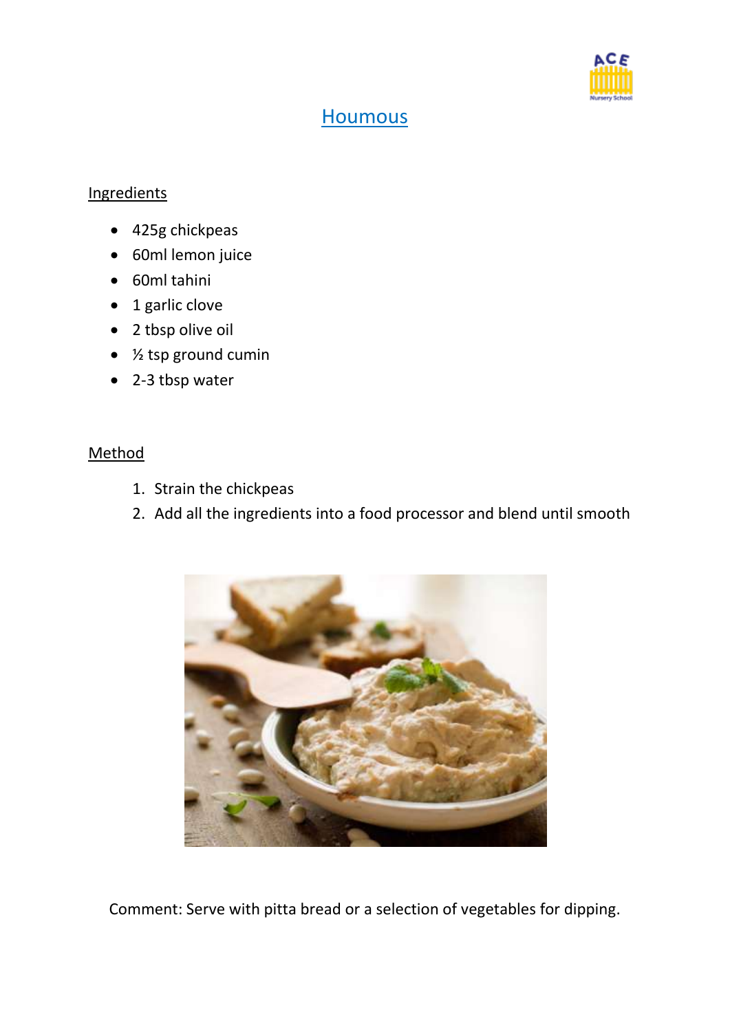# Houmous

## Ingredients

- 425g chickpeas
- 60ml lemon juice
- 60ml tahini
- 1 garlic clove
- 2 tbsp olive oil
- ½ tsp ground cumin
- 2-3 tbsp water

## Method

1. Strain the chickpeas
2. Add all the ingredients into a food processor and blend until smooth

Comment: Serve with pitta bread or a selection of vegetables for dipping.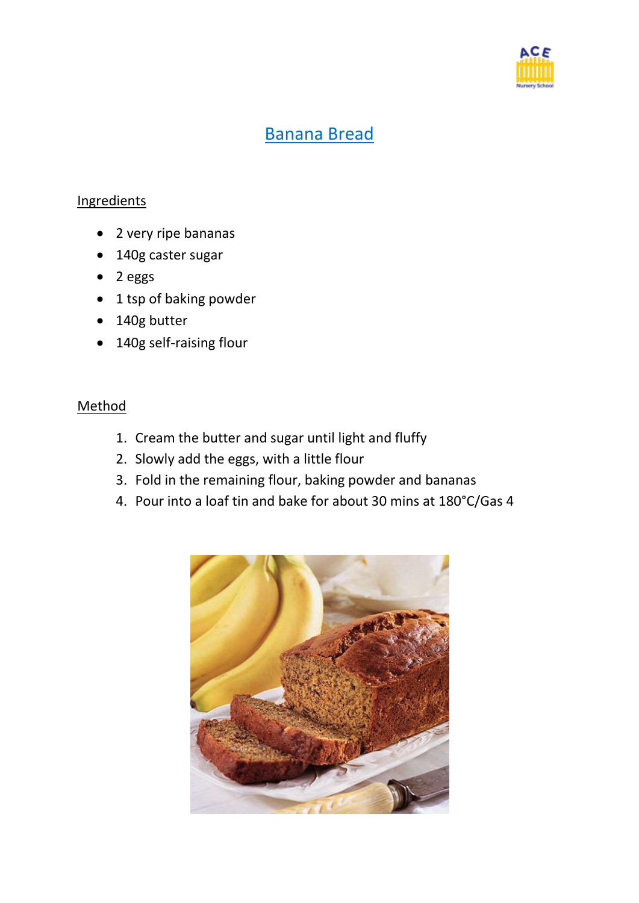# Banana Bread

## Ingredients

- 2 very ripe bananas
- 140g caster sugar
- 2 eggs
- 1 tsp of baking powder
- 140g butter
- 140g self-raising flour

## Method

1. Cream the butter and sugar until light and fluffy
2. Slowly add the eggs, with a little flour
3. Fold in the remaining flour, baking powder and bananas
4. Pour into a loaf tin and bake for about 30 mins at 180°C/Gas 4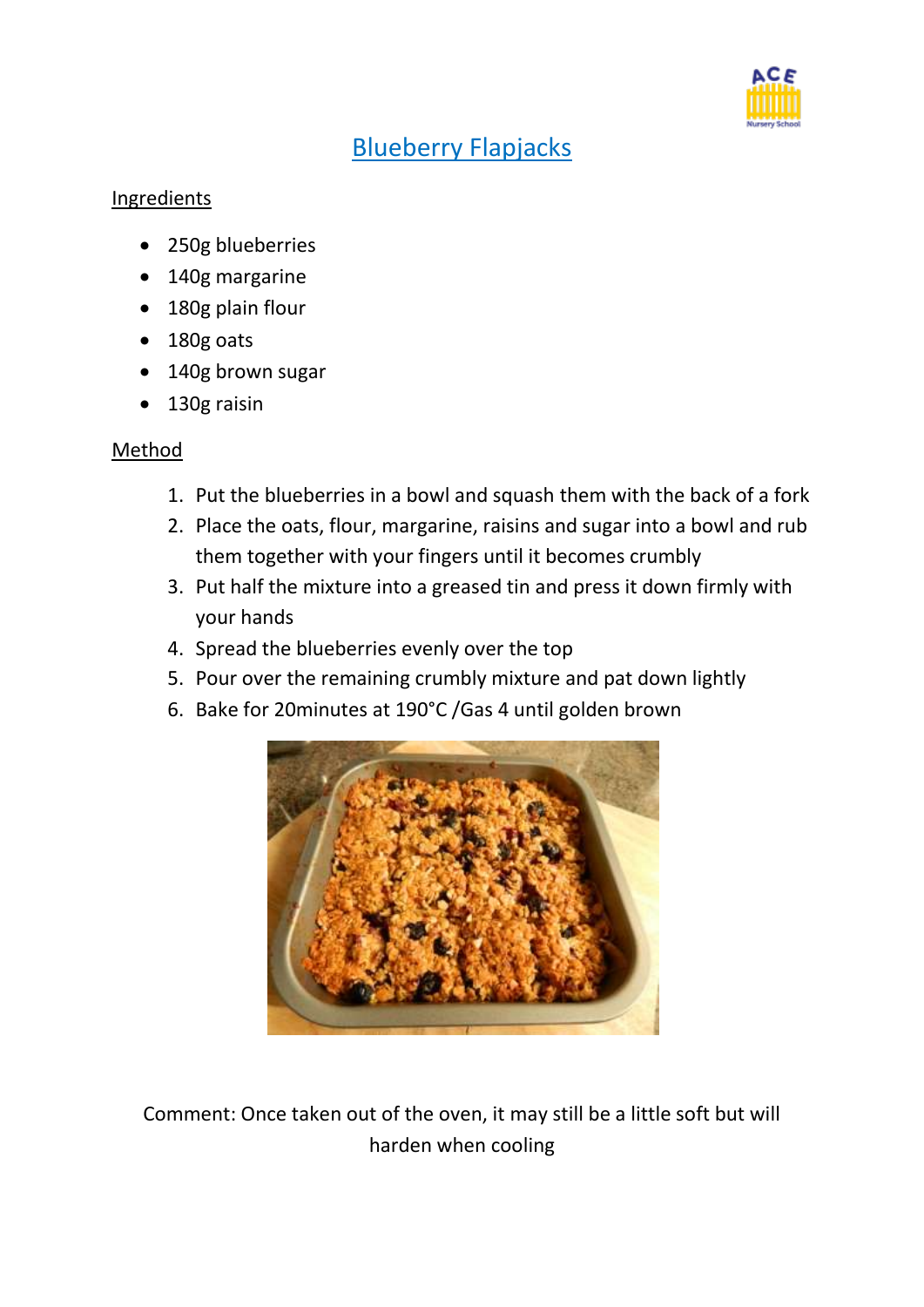# Blueberry Flapjacks

## Ingredients

- 250g blueberries
- 140g margarine
- 180g plain flour
- 180g oats
- 140g brown sugar
- 130g raisin

## Method

1. Put the blueberries in a bowl and squash them with the back of a fork
2. Place the oats, flour, margarine, raisins and sugar into a bowl and rub them together with your fingers until it becomes crumbly
3. Put half the mixture into a greased tin and press it down firmly with your hands
4. Spread the blueberries evenly over the top
5. Pour over the remaining crumbly mixture and pat down lightly
6. Bake for 20minutes at 190°C /Gas 4 until golden brown

Comment: Once taken out of the oven, it may still be a little soft but will harden when cooling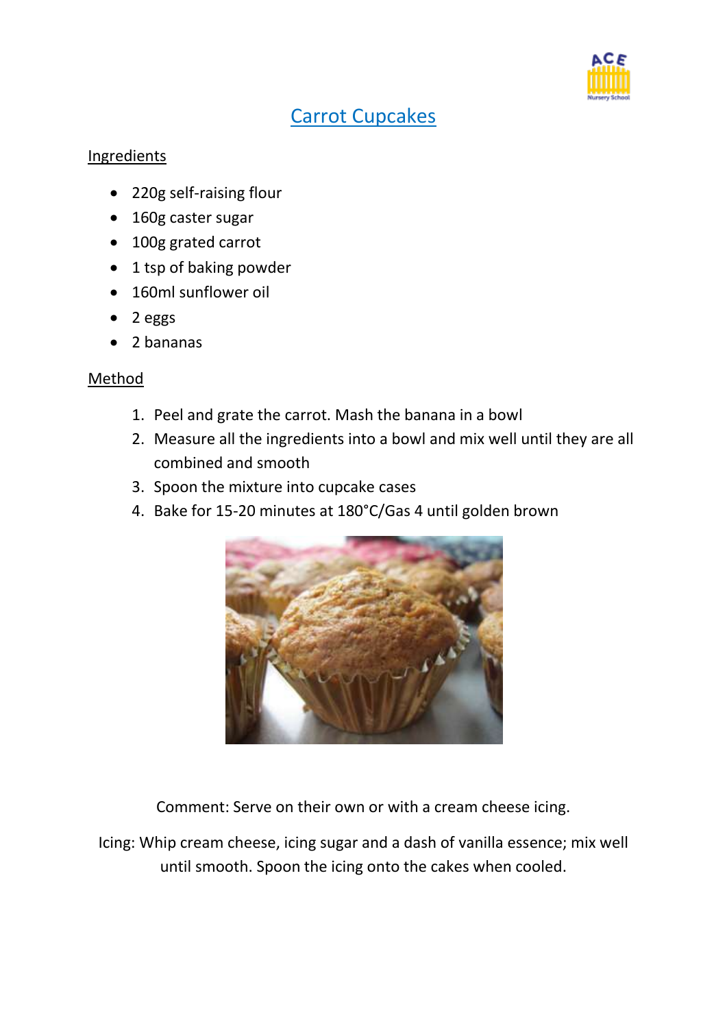# Carrot Cupcakes

## Ingredients

- 220g self-raising flour
- 160g caster sugar
- 100g grated carrot
- 1 tsp of baking powder
- 160ml sunflower oil
- 2 eggs
- 2 bananas

## Method

1. Peel and grate the carrot. Mash the banana in a bowl
2. Measure all the ingredients into a bowl and mix well until they are all combined and smooth
3. Spoon the mixture into cupcake cases
4. Bake for 15-20 minutes at 180°C/Gas 4 until golden brown

Comment: Serve on their own or with a cream cheese icing.

Icing: Whip cream cheese, icing sugar and a dash of vanilla essence; mix well until smooth. Spoon the icing onto the cakes when cooled.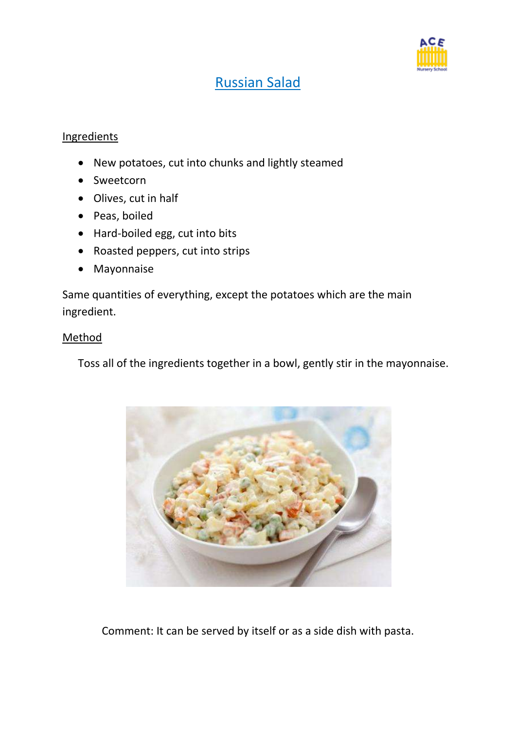# Russian Salad

## Ingredients

- New potatoes, cut into chunks and lightly steamed
- Sweetcorn
- Olives, cut in half
- Peas, boiled
- Hard-boiled egg, cut into bits
- Roasted peppers, cut into strips
- Mayonnaise

Same quantities of everything, except the potatoes which are the main ingredient.

## Method

Toss all of the ingredients together in a bowl, gently stir in the mayonnaise.

Comment: It can be served by itself or as a side dish with pasta.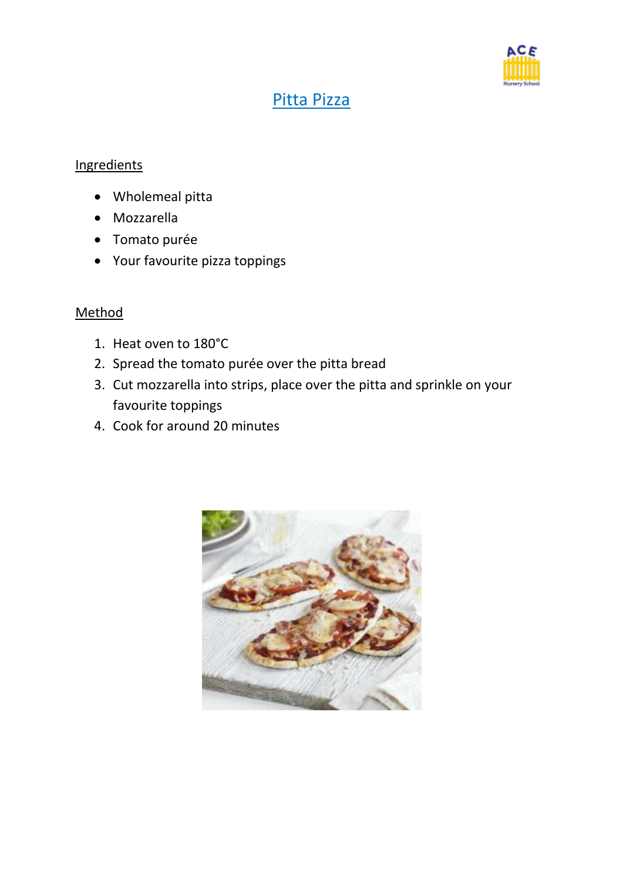# Pitta Pizza

## Ingredients

- Wholemeal pitta
- Mozzarella
- Tomato purée
- Your favourite pizza toppings

## Method

1. Heat oven to 180°C
2. Spread the tomato purée over the pitta bread
3. Cut mozzarella into strips, place over the pitta and sprinkle on your favourite toppings
4. Cook for around 20 minutes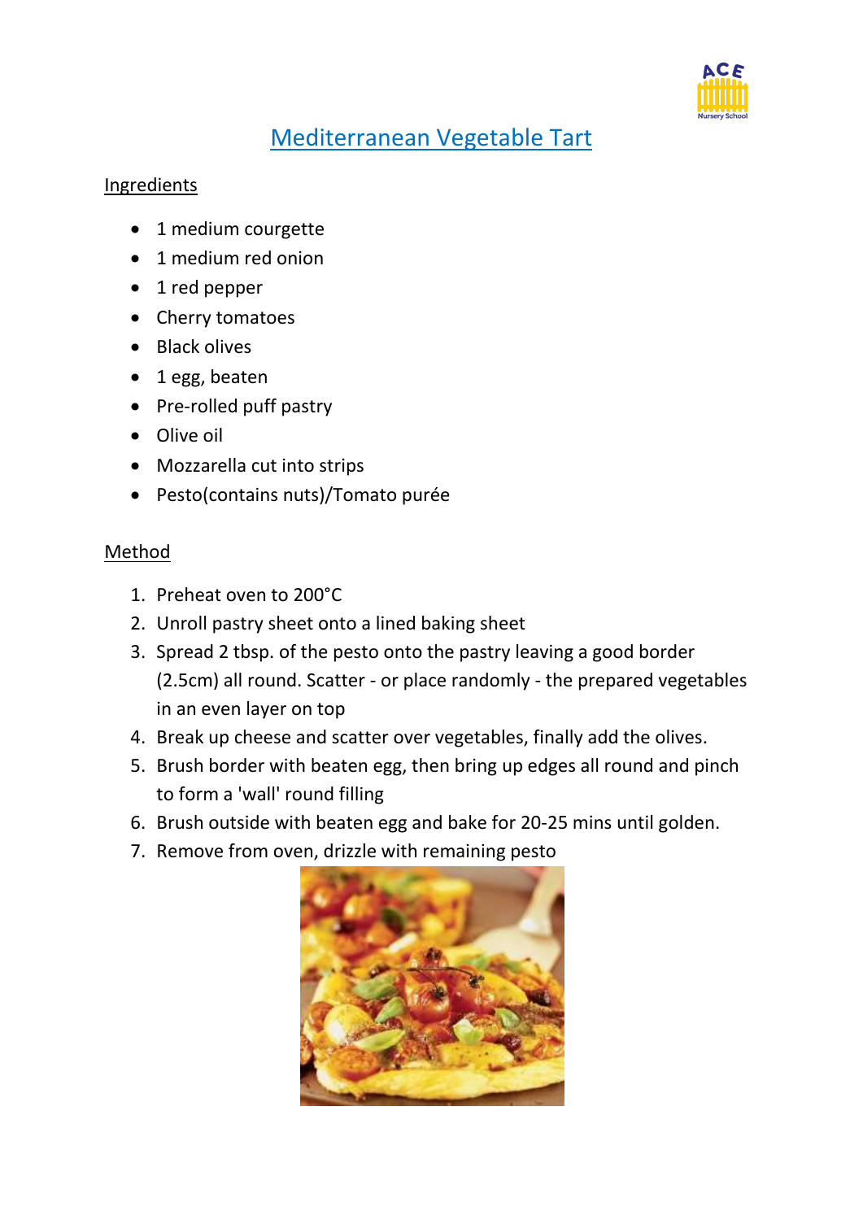# Mediterranean Vegetable Tart

## Ingredients

- 1 medium courgette
- 1 medium red onion
- 1 red pepper
- Cherry tomatoes
- Black olives
- 1 egg, beaten
- Pre-rolled puff pastry
- Olive oil
- Mozzarella cut into strips
- Pesto(contains nuts)/Tomato purée

## Method

1. Preheat oven to 200°C
2. Unroll pastry sheet onto a lined baking sheet
3. Spread 2 tbsp. of the pesto onto the pastry leaving a good border (2.5cm) all round. Scatter - or place randomly - the prepared vegetables in an even layer on top
4. Break up cheese and scatter over vegetables, finally add the olives.
5. Brush border with beaten egg, then bring up edges all round and pinch to form a 'wall' round filling
6. Brush outside with beaten egg and bake for 20-25 mins until golden.
7. Remove from oven, drizzle with remaining pesto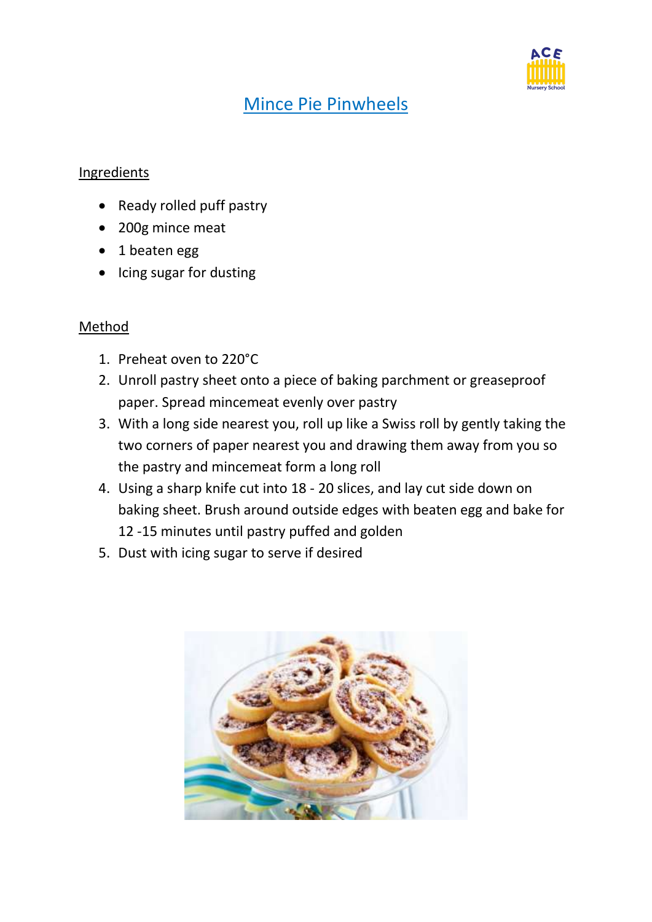# Mince Pie Pinwheels

## Ingredients

- Ready rolled puff pastry
- 200g mince meat
- 1 beaten egg
- Icing sugar for dusting

## Method

1. Preheat oven to 220°C
2. Unroll pastry sheet onto a piece of baking parchment or greaseproof paper. Spread mincemeat evenly over pastry
3. With a long side nearest you, roll up like a Swiss roll by gently taking the two corners of paper nearest you and drawing them away from you so the pastry and mincemeat form a long roll
4. Using a sharp knife cut into 18 - 20 slices, and lay cut side down on baking sheet. Brush around outside edges with beaten egg and bake for 12 -15 minutes until pastry puffed and golden
5. Dust with icing sugar to serve if desired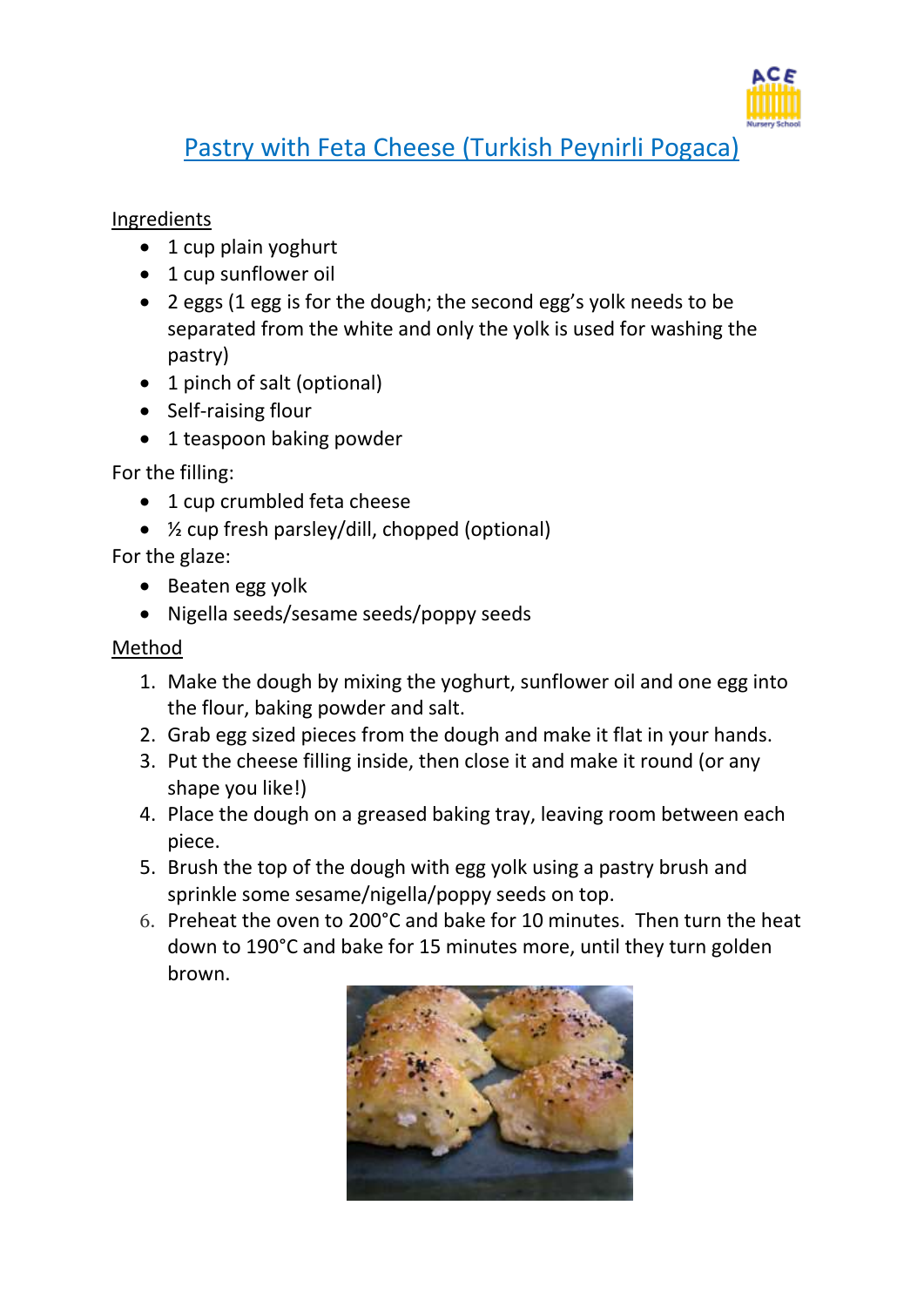# Pastry with Feta Cheese (Turkish Peynirli Pogaca)

Ingredients

- 1 cup plain yoghurt
- 1 cup sunflower oil
- 2 eggs (1 egg is for the dough; the second egg's yolk needs to be separated from the white and only the yolk is used for washing the pastry)
- 1 pinch of salt (optional)
- Self-raising flour
- 1 teaspoon baking powder

For the filling:

- 1 cup crumbled feta cheese
- ½ cup fresh parsley/dill, chopped (optional)

For the glaze:

- Beaten egg yolk
- Nigella seeds/sesame seeds/poppy seeds

Method

1. Make the dough by mixing the yoghurt, sunflower oil and one egg into the flour, baking powder and salt.
2. Grab egg sized pieces from the dough and make it flat in your hands.
3. Put the cheese filling inside, then close it and make it round (or any shape you like!)
4. Place the dough on a greased baking tray, leaving room between each piece.
5. Brush the top of the dough with egg yolk using a pastry brush and sprinkle some sesame/nigella/poppy seeds on top.
6. Preheat the oven to 200°C and bake for 10 minutes. Then turn the heat down to 190°C and bake for 15 minutes more, until they turn golden brown.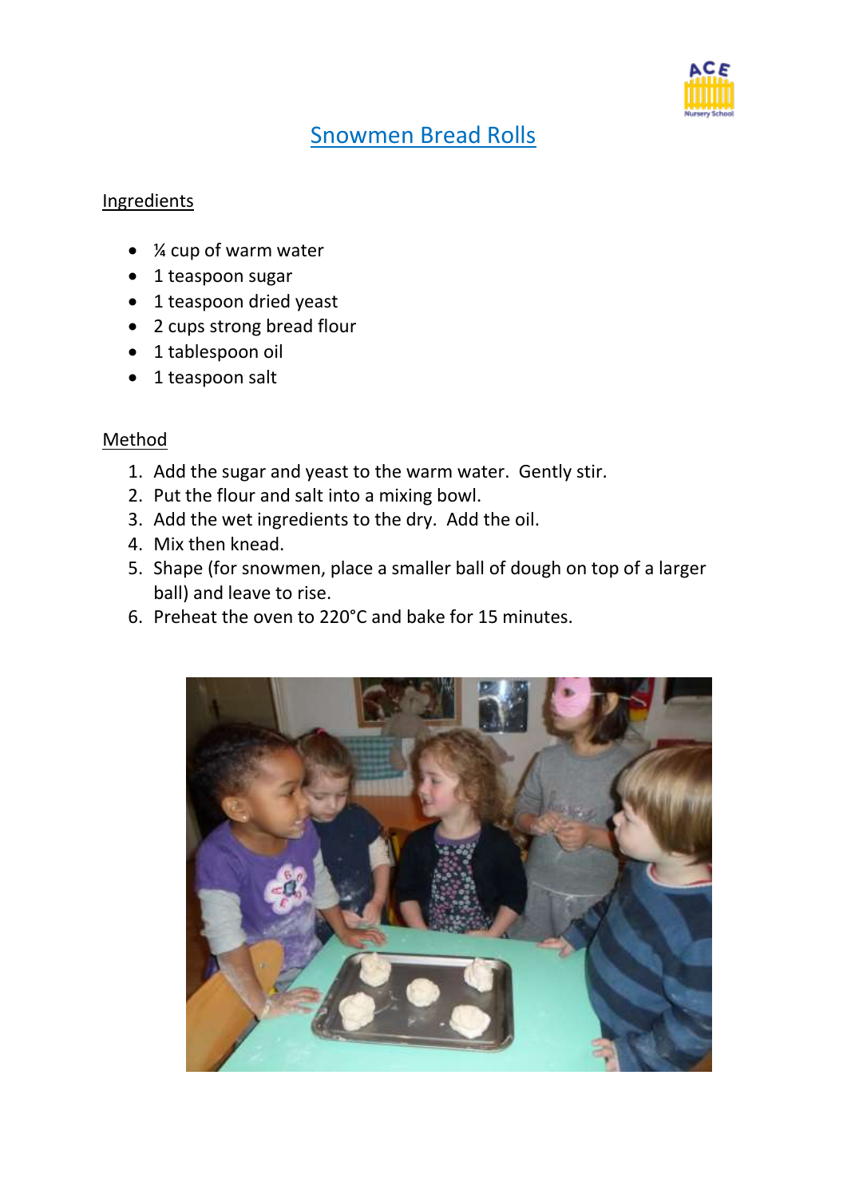# Snowmen Bread Rolls

## Ingredients

- ¼ cup of warm water
- 1 teaspoon sugar
- 1 teaspoon dried yeast
- 2 cups strong bread flour
- 1 tablespoon oil
- 1 teaspoon salt

## Method

1. Add the sugar and yeast to the warm water. Gently stir.
2. Put the flour and salt into a mixing bowl.
3. Add the wet ingredients to the dry. Add the oil.
4. Mix then knead.
5. Shape (for snowmen, place a smaller ball of dough on top of a larger ball) and leave to rise.
6. Preheat the oven to 220°C and bake for 15 minutes.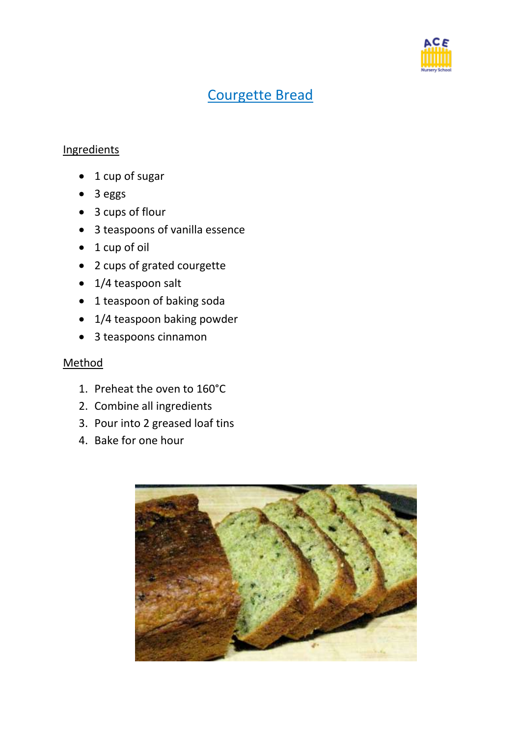# Courgette Bread

## Ingredients

- 1 cup of sugar
- 3 eggs
- 3 cups of flour
- 3 teaspoons of vanilla essence
- 1 cup of oil
- 2 cups of grated courgette
- 1/4 teaspoon salt
- 1 teaspoon of baking soda
- 1/4 teaspoon baking powder
- 3 teaspoons cinnamon

## Method

1. Preheat the oven to 160°C
2. Combine all ingredients
3. Pour into 2 greased loaf tins
4. Bake for one hour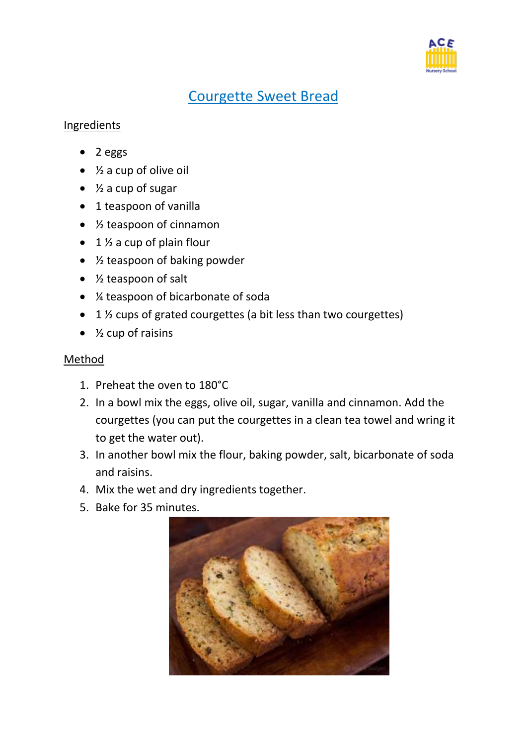# Courgette Sweet Bread

## Ingredients

- 2 eggs
- ½ a cup of olive oil
- ½ a cup of sugar
- 1 teaspoon of vanilla
- ½ teaspoon of cinnamon
- 1 ½ a cup of plain flour
- ½ teaspoon of baking powder
- ½ teaspoon of salt
- ¼ teaspoon of bicarbonate of soda
- 1 ½ cups of grated courgettes (a bit less than two courgettes)
- ½ cup of raisins

## Method

1. Preheat the oven to 180°C
2. In a bowl mix the eggs, olive oil, sugar, vanilla and cinnamon. Add the courgettes (you can put the courgettes in a clean tea towel and wring it to get the water out).
3. In another bowl mix the flour, baking powder, salt, bicarbonate of soda and raisins.
4. Mix the wet and dry ingredients together.
5. Bake for 35 minutes.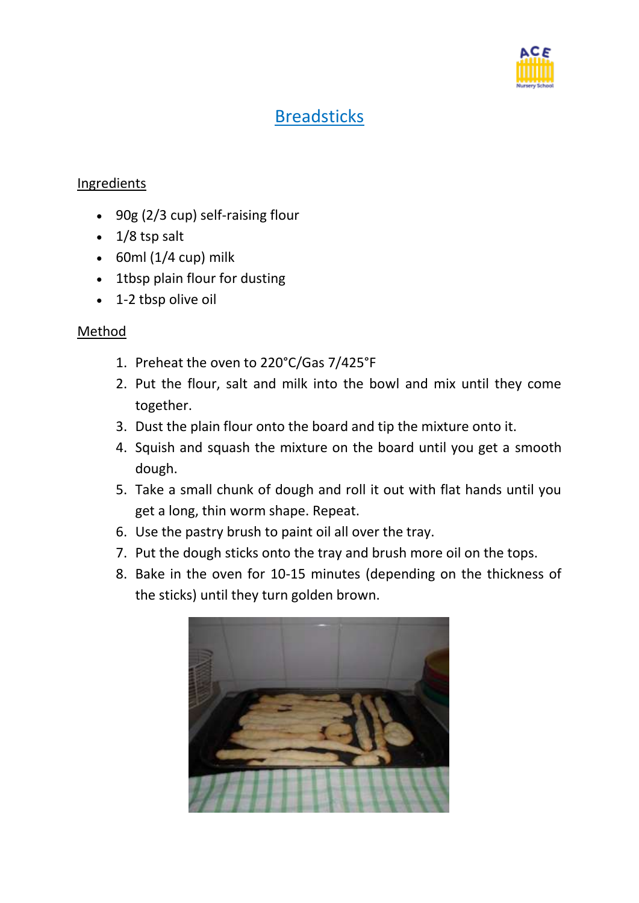# Breadsticks

## Ingredients

- 90g (2/3 cup) self-raising flour
- 1/8 tsp salt
- 60ml (1/4 cup) milk
- 1tbsp plain flour for dusting
- 1-2 tbsp olive oil

## Method

1. Preheat the oven to 220°C/Gas 7/425°F
2. Put the flour, salt and milk into the bowl and mix until they come together.
3. Dust the plain flour onto the board and tip the mixture onto it.
4. Squish and squash the mixture on the board until you get a smooth dough.
5. Take a small chunk of dough and roll it out with flat hands until you get a long, thin worm shape. Repeat.
6. Use the pastry brush to paint oil all over the tray.
7. Put the dough sticks onto the tray and brush more oil on the tops.
8. Bake in the oven for 10-15 minutes (depending on the thickness of the sticks) until they turn golden brown.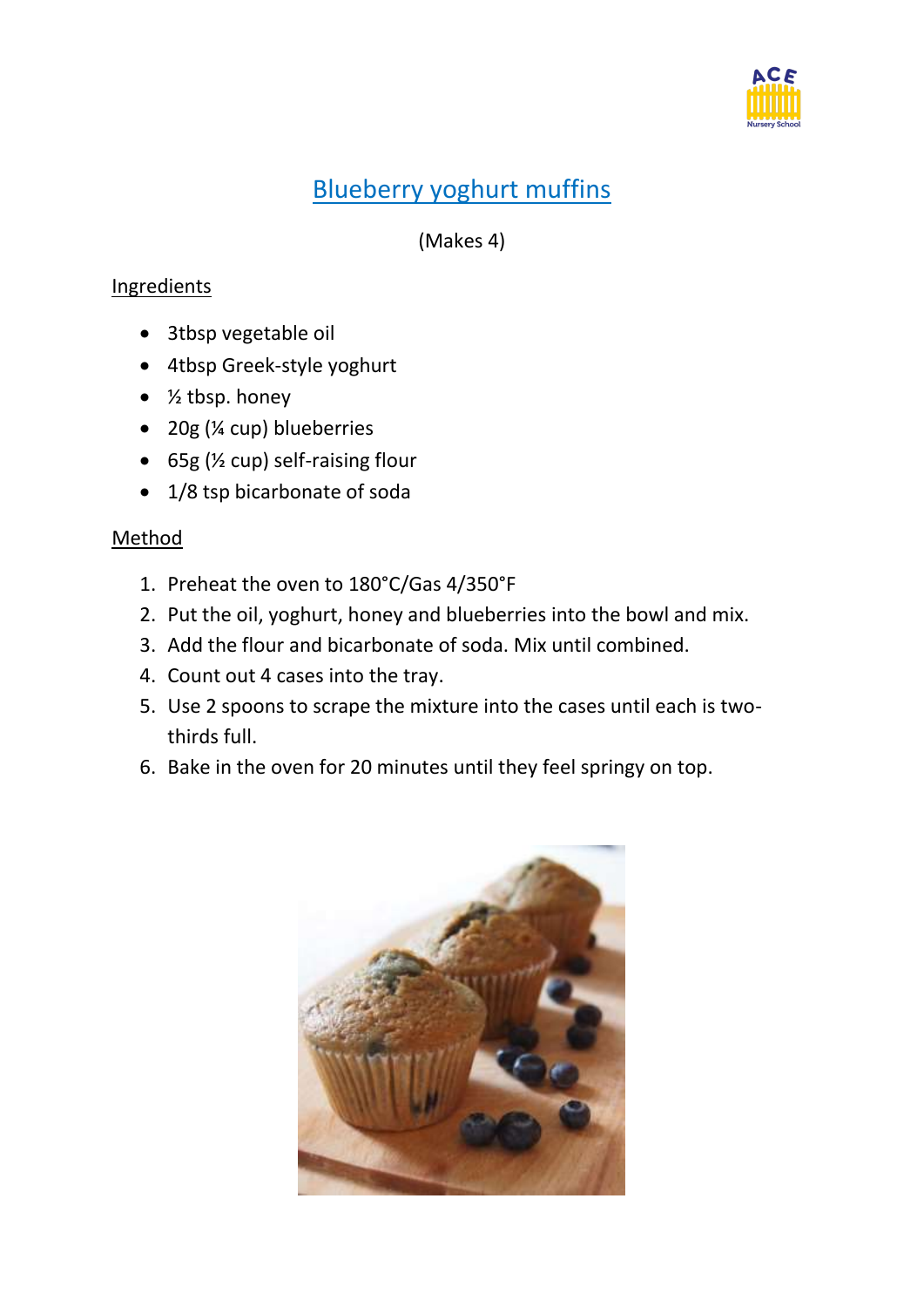# Blueberry yoghurt muffins

(Makes 4)

## Ingredients

- 3tbsp vegetable oil
- 4tbsp Greek-style yoghurt
- ½ tbsp. honey
- 20g (¼ cup) blueberries
- 65g (½ cup) self-raising flour
- 1/8 tsp bicarbonate of soda

## Method

1. Preheat the oven to 180°C/Gas 4/350°F
2. Put the oil, yoghurt, honey and blueberries into the bowl and mix.
3. Add the flour and bicarbonate of soda. Mix until combined.
4. Count out 4 cases into the tray.
5. Use 2 spoons to scrape the mixture into the cases until each is two-thirds full.
6. Bake in the oven for 20 minutes until they feel springy on top.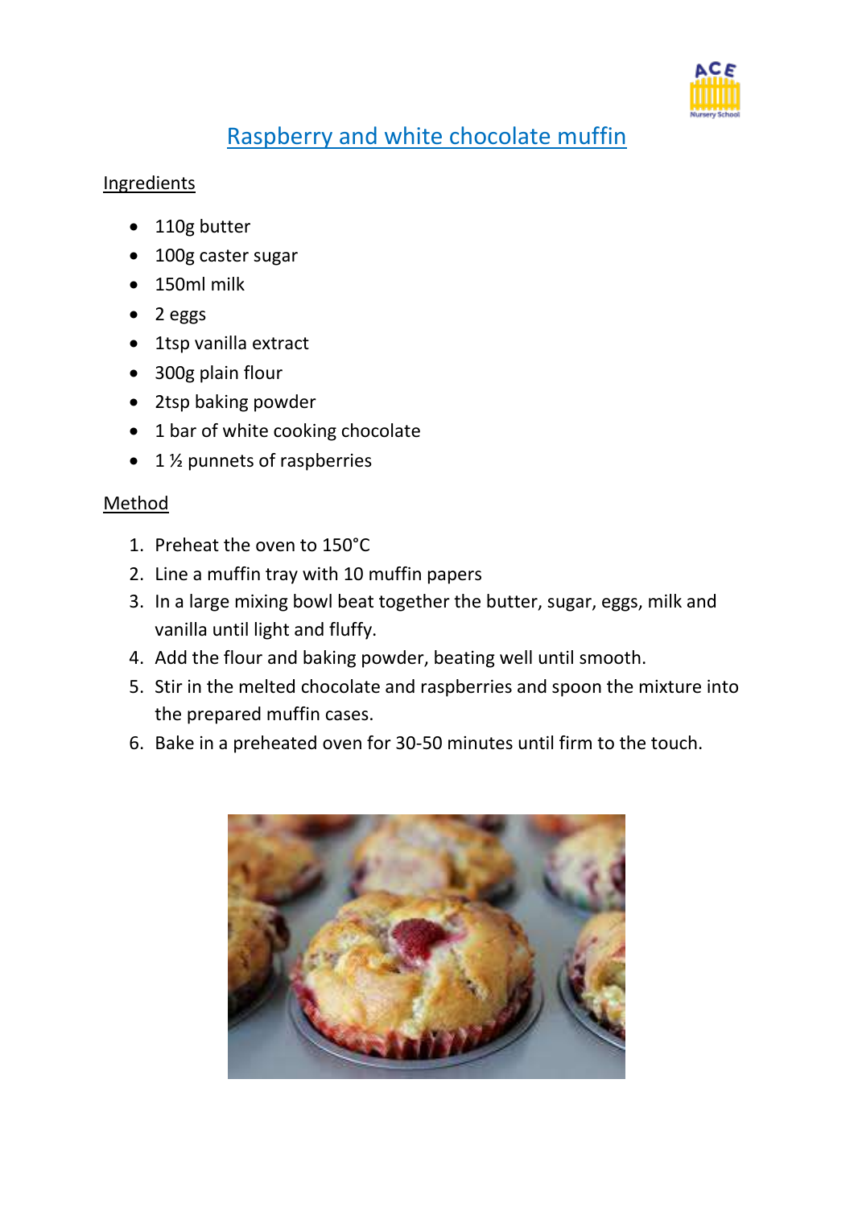# Raspberry and white chocolate muffin

## Ingredients

- 110g butter
- 100g caster sugar
- 150ml milk
- 2 eggs
- 1tsp vanilla extract
- 300g plain flour
- 2tsp baking powder
- 1 bar of white cooking chocolate
- 1 ½ punnets of raspberries

## Method

1. Preheat the oven to 150°C
2. Line a muffin tray with 10 muffin papers
3. In a large mixing bowl beat together the butter, sugar, eggs, milk and vanilla until light and fluffy.
4. Add the flour and baking powder, beating well until smooth.
5. Stir in the melted chocolate and raspberries and spoon the mixture into the prepared muffin cases.
6. Bake in a preheated oven for 30-50 minutes until firm to the touch.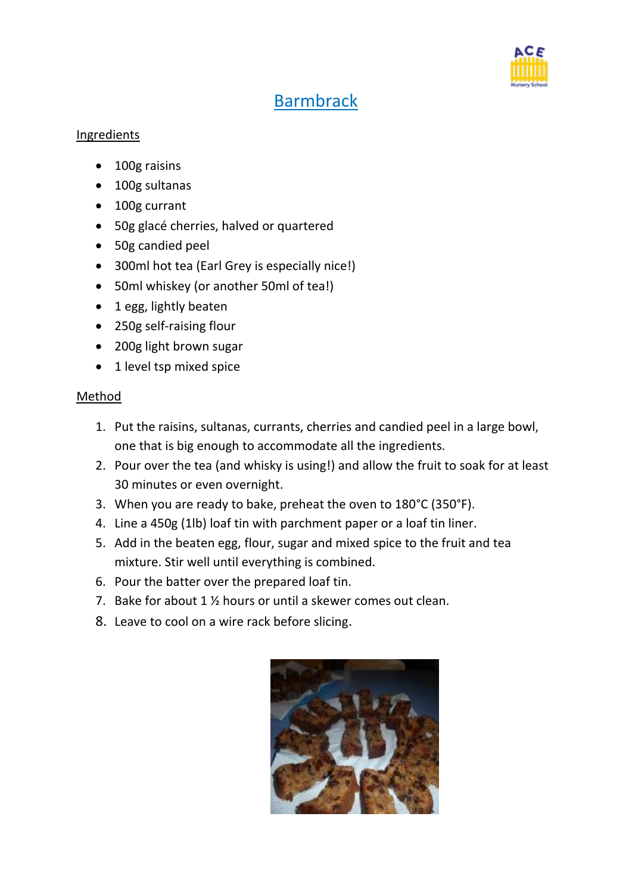# Barmbrack

## Ingredients

- 100g raisins
- 100g sultanas
- 100g currant
- 50g glacé cherries, halved or quartered
- 50g candied peel
- 300ml hot tea (Earl Grey is especially nice!)
- 50ml whiskey (or another 50ml of tea!)
- 1 egg, lightly beaten
- 250g self-raising flour
- 200g light brown sugar
- 1 level tsp mixed spice

## Method

1. Put the raisins, sultanas, currants, cherries and candied peel in a large bowl, one that is big enough to accommodate all the ingredients.
2. Pour over the tea (and whisky is using!) and allow the fruit to soak for at least 30 minutes or even overnight.
3. When you are ready to bake, preheat the oven to 180°C (350°F).
4. Line a 450g (1lb) loaf tin with parchment paper or a loaf tin liner.
5. Add in the beaten egg, flour, sugar and mixed spice to the fruit and tea mixture. Stir well until everything is combined.
6. Pour the batter over the prepared loaf tin.
7. Bake for about 1 ½ hours or until a skewer comes out clean.
8. Leave to cool on a wire rack before slicing.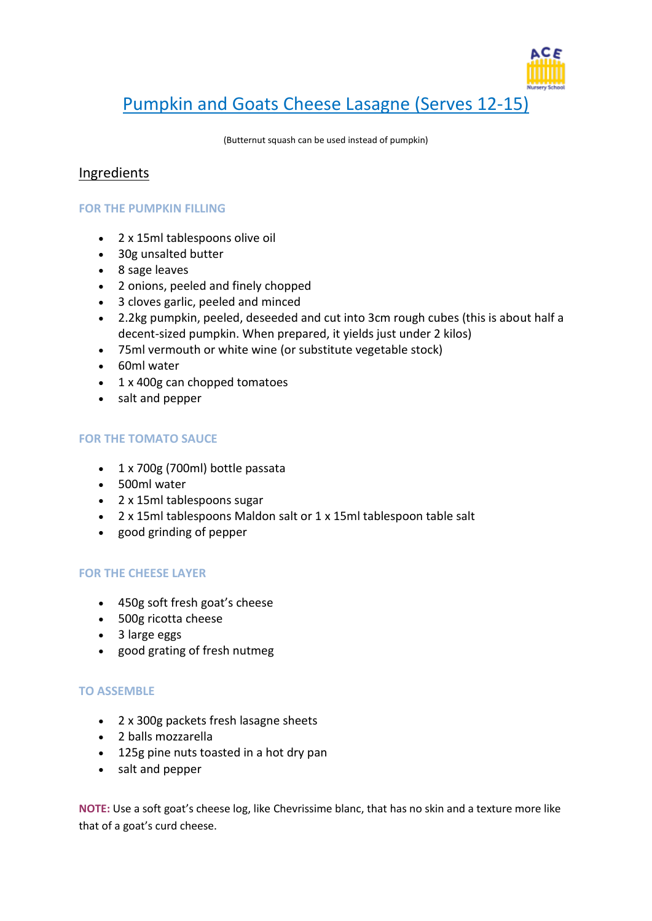# Pumpkin and Goats Cheese Lasagne (Serves 12-15)

(Butternut squash can be used instead of pumpkin)

## Ingredients

### FOR THE PUMPKIN FILLING

- 2 x 15ml tablespoons olive oil
- 30g unsalted butter
- 8 sage leaves
- 2 onions, peeled and finely chopped
- 3 cloves garlic, peeled and minced
- 2.2kg pumpkin, peeled, deseeded and cut into 3cm rough cubes (this is about half a decent-sized pumpkin. When prepared, it yields just under 2 kilos)
- 75ml vermouth or white wine (or substitute vegetable stock)
- 60ml water
- 1 x 400g can chopped tomatoes
- salt and pepper

### FOR THE TOMATO SAUCE

- 1 x 700g (700ml) bottle passata
- 500ml water
- 2 x 15ml tablespoons sugar
- 2 x 15ml tablespoons Maldon salt or 1 x 15ml tablespoon table salt
- good grinding of pepper

### FOR THE CHEESE LAYER

- 450g soft fresh goat's cheese
- 500g ricotta cheese
- 3 large eggs
- good grating of fresh nutmeg

### TO ASSEMBLE

- 2 x 300g packets fresh lasagne sheets
- 2 balls mozzarella
- 125g pine nuts toasted in a hot dry pan
- salt and pepper

**NOTE:** Use a soft goat's cheese log, like Chevrissime blanc, that has no skin and a texture more like that of a goat's curd cheese.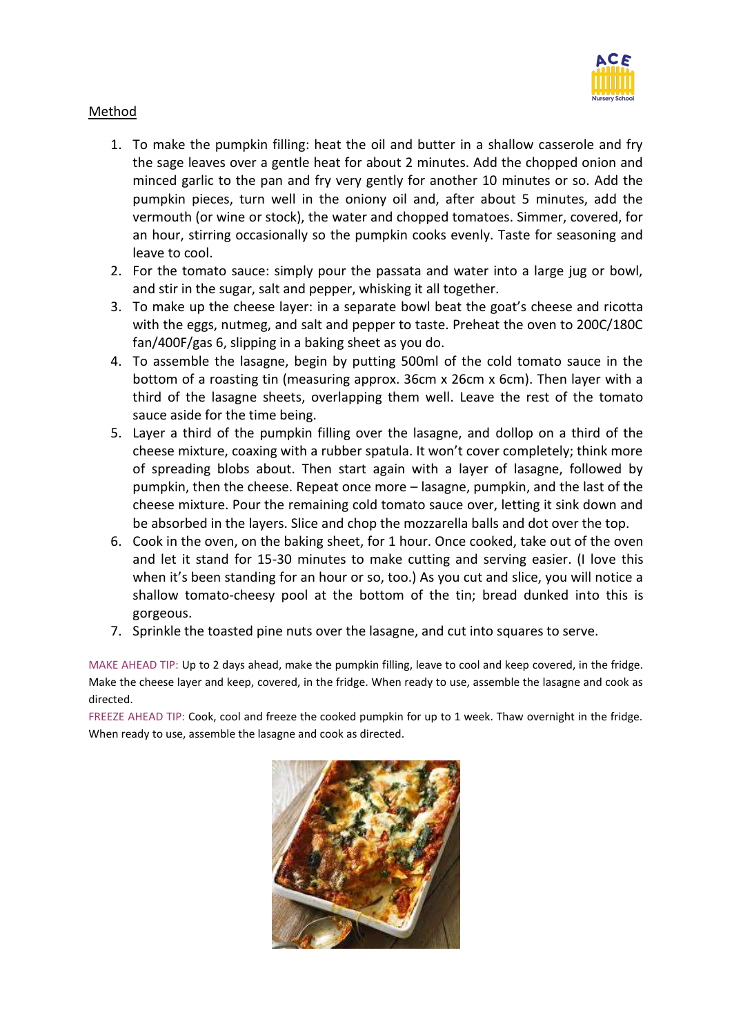Method

1. To make the pumpkin filling: heat the oil and butter in a shallow casserole and fry the sage leaves over a gentle heat for about 2 minutes. Add the chopped onion and minced garlic to the pan and fry very gently for another 10 minutes or so. Add the pumpkin pieces, turn well in the oniony oil and, after about 5 minutes, add the vermouth (or wine or stock), the water and chopped tomatoes. Simmer, covered, for an hour, stirring occasionally so the pumpkin cooks evenly. Taste for seasoning and leave to cool.
2. For the tomato sauce: simply pour the passata and water into a large jug or bowl, and stir in the sugar, salt and pepper, whisking it all together.
3. To make up the cheese layer: in a separate bowl beat the goat's cheese and ricotta with the eggs, nutmeg, and salt and pepper to taste. Preheat the oven to 200C/180C fan/400F/gas 6, slipping in a baking sheet as you do.
4. To assemble the lasagne, begin by putting 500ml of the cold tomato sauce in the bottom of a roasting tin (measuring approx. 36cm x 26cm x 6cm). Then layer with a third of the lasagne sheets, overlapping them well. Leave the rest of the tomato sauce aside for the time being.
5. Layer a third of the pumpkin filling over the lasagne, and dollop on a third of the cheese mixture, coaxing with a rubber spatula. It won't cover completely; think more of spreading blobs about. Then start again with a layer of lasagne, followed by pumpkin, then the cheese. Repeat once more – lasagne, pumpkin, and the last of the cheese mixture. Pour the remaining cold tomato sauce over, letting it sink down and be absorbed in the layers. Slice and chop the mozzarella balls and dot over the top.
6. Cook in the oven, on the baking sheet, for 1 hour. Once cooked, take out of the oven and let it stand for 15-30 minutes to make cutting and serving easier. (I love this when it's been standing for an hour or so, too.) As you cut and slice, you will notice a shallow tomato-cheesy pool at the bottom of the tin; bread dunked into this is gorgeous.
7. Sprinkle the toasted pine nuts over the lasagne, and cut into squares to serve.

MAKE AHEAD TIP: Up to 2 days ahead, make the pumpkin filling, leave to cool and keep covered, in the fridge. Make the cheese layer and keep, covered, in the fridge. When ready to use, assemble the lasagne and cook as directed.

FREEZE AHEAD TIP: Cook, cool and freeze the cooked pumpkin for up to 1 week. Thaw overnight in the fridge. When ready to use, assemble the lasagne and cook as directed.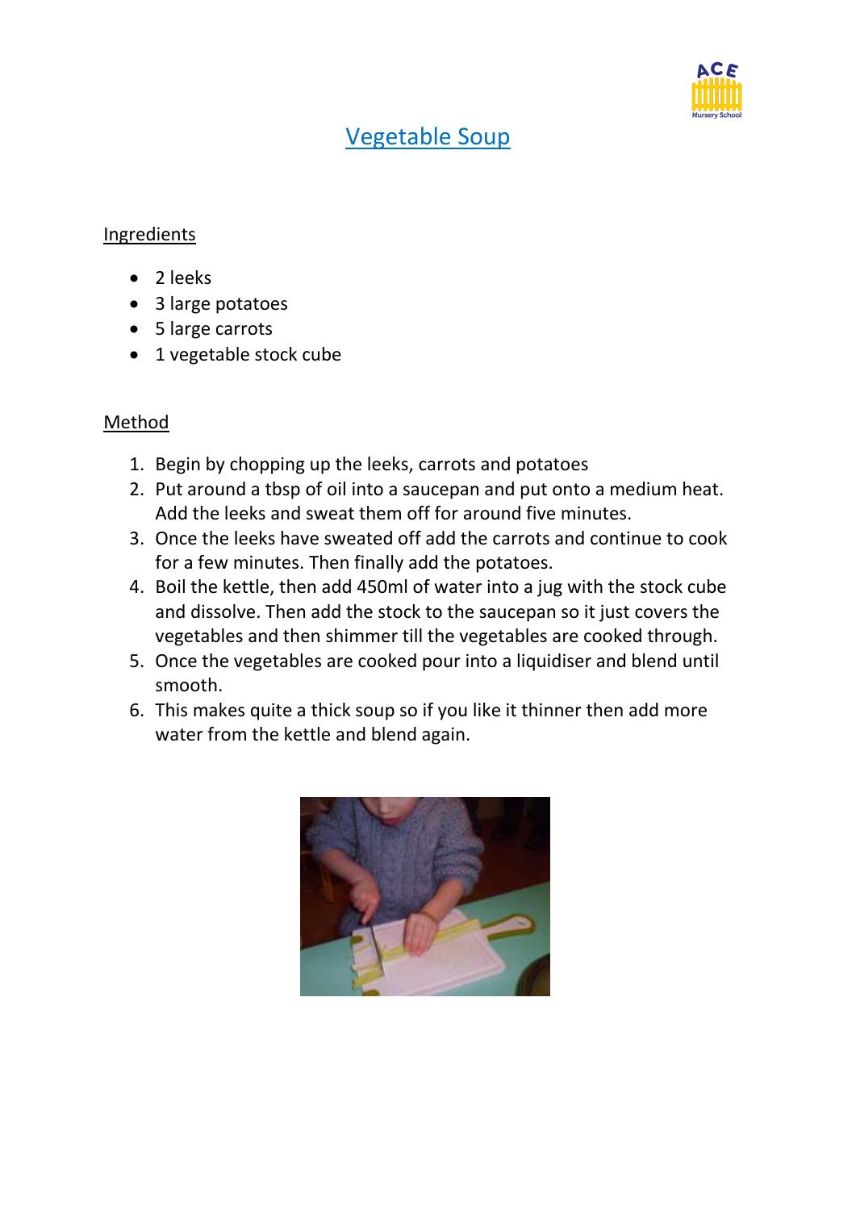# Vegetable Soup

## Ingredients

- 2 leeks
- 3 large potatoes
- 5 large carrots
- 1 vegetable stock cube

## Method

1. Begin by chopping up the leeks, carrots and potatoes
2. Put around a tbsp of oil into a saucepan and put onto a medium heat. Add the leeks and sweat them off for around five minutes.
3. Once the leeks have sweated off add the carrots and continue to cook for a few minutes. Then finally add the potatoes.
4. Boil the kettle, then add 450ml of water into a jug with the stock cube and dissolve. Then add the stock to the saucepan so it just covers the vegetables and then shimmer till the vegetables are cooked through.
5. Once the vegetables are cooked pour into a liquidiser and blend until smooth.
6. This makes quite a thick soup so if you like it thinner then add more water from the kettle and blend again.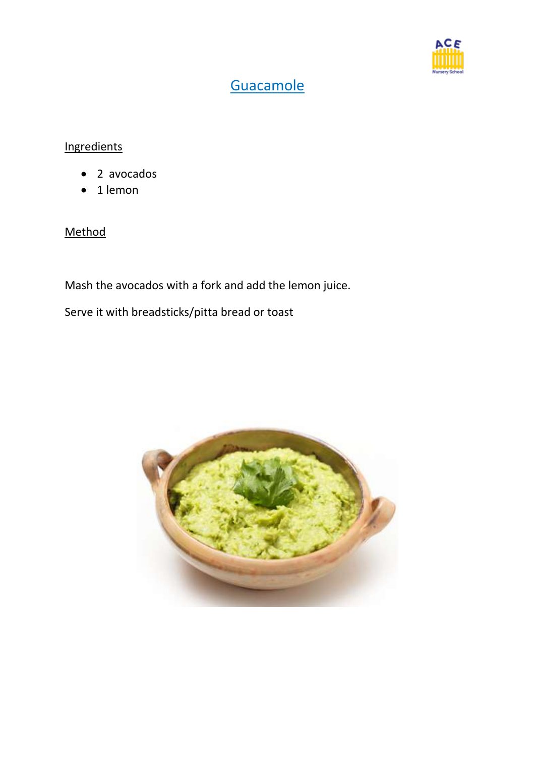# Guacamole

## Ingredients

- 2 avocados
- 1 lemon

## Method

Mash the avocados with a fork and add the lemon juice.

Serve it with breadsticks/pitta bread or toast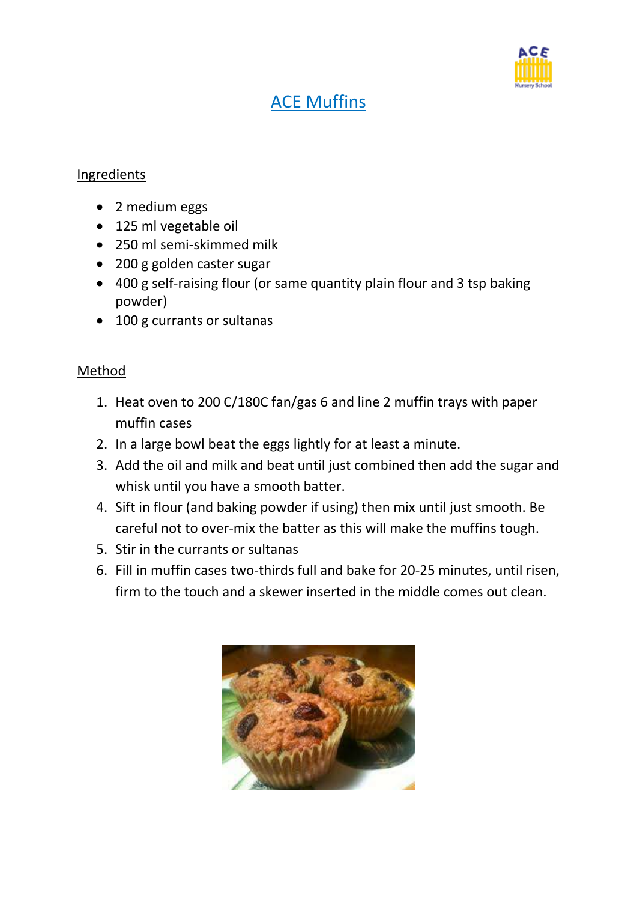# ACE Muffins

## Ingredients

- 2 medium eggs
- 125 ml vegetable oil
- 250 ml semi-skimmed milk
- 200 g golden caster sugar
- 400 g self-raising flour (or same quantity plain flour and 3 tsp baking powder)
- 100 g currants or sultanas

## Method

1. Heat oven to 200 C/180C fan/gas 6 and line 2 muffin trays with paper muffin cases
2. In a large bowl beat the eggs lightly for at least a minute.
3. Add the oil and milk and beat until just combined then add the sugar and whisk until you have a smooth batter.
4. Sift in flour (and baking powder if using) then mix until just smooth. Be careful not to over-mix the batter as this will make the muffins tough.
5. Stir in the currants or sultanas
6. Fill in muffin cases two-thirds full and bake for 20-25 minutes, until risen, firm to the touch and a skewer inserted in the middle comes out clean.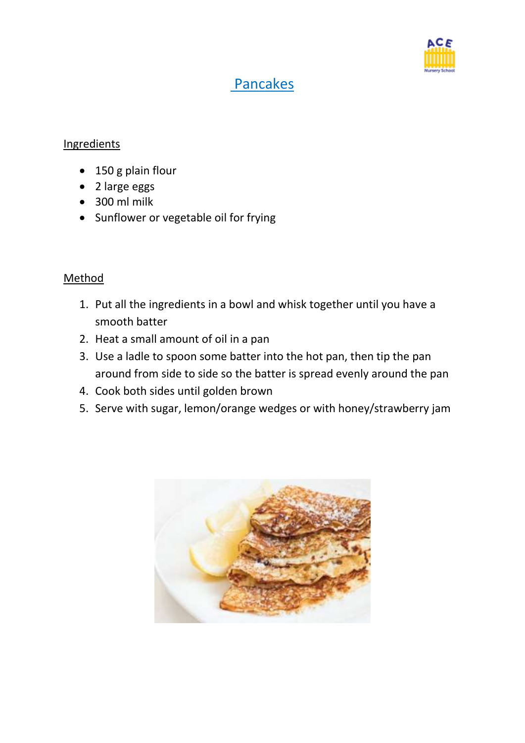# Pancakes

## Ingredients

- 150 g plain flour
- 2 large eggs
- 300 ml milk
- Sunflower or vegetable oil for frying

## Method

1. Put all the ingredients in a bowl and whisk together until you have a smooth batter
2. Heat a small amount of oil in a pan
3. Use a ladle to spoon some batter into the hot pan, then tip the pan around from side to side so the batter is spread evenly around the pan
4. Cook both sides until golden brown
5. Serve with sugar, lemon/orange wedges or with honey/strawberry jam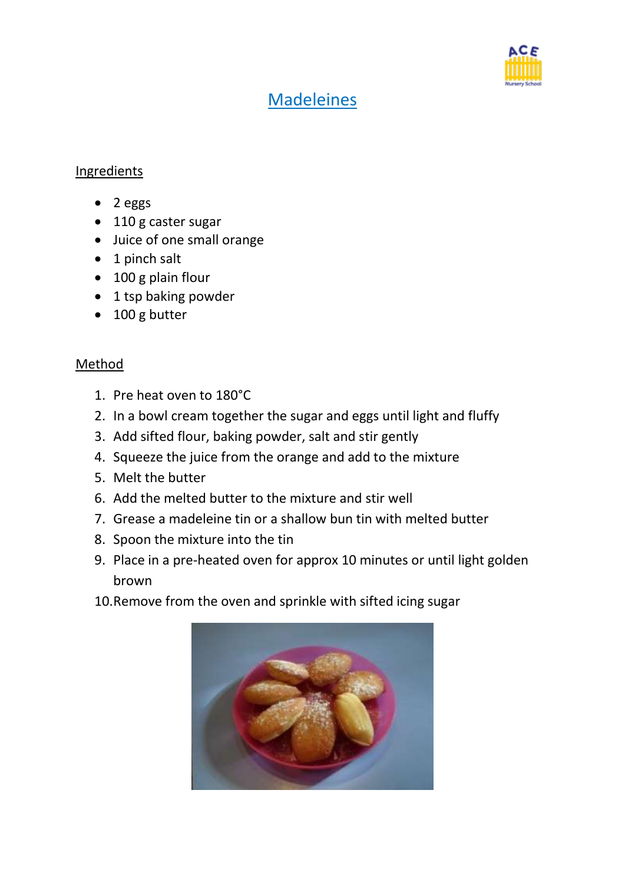# Madeleines

## Ingredients

- 2 eggs
- 110 g caster sugar
- Juice of one small orange
- 1 pinch salt
- 100 g plain flour
- 1 tsp baking powder
- 100 g butter

## Method

1. Pre heat oven to 180°C
2. In a bowl cream together the sugar and eggs until light and fluffy
3. Add sifted flour, baking powder, salt and stir gently
4. Squeeze the juice from the orange and add to the mixture
5. Melt the butter
6. Add the melted butter to the mixture and stir well
7. Grease a madeleine tin or a shallow bun tin with melted butter
8. Spoon the mixture into the tin
9. Place in a pre-heated oven for approx 10 minutes or until light golden brown
10. Remove from the oven and sprinkle with sifted icing sugar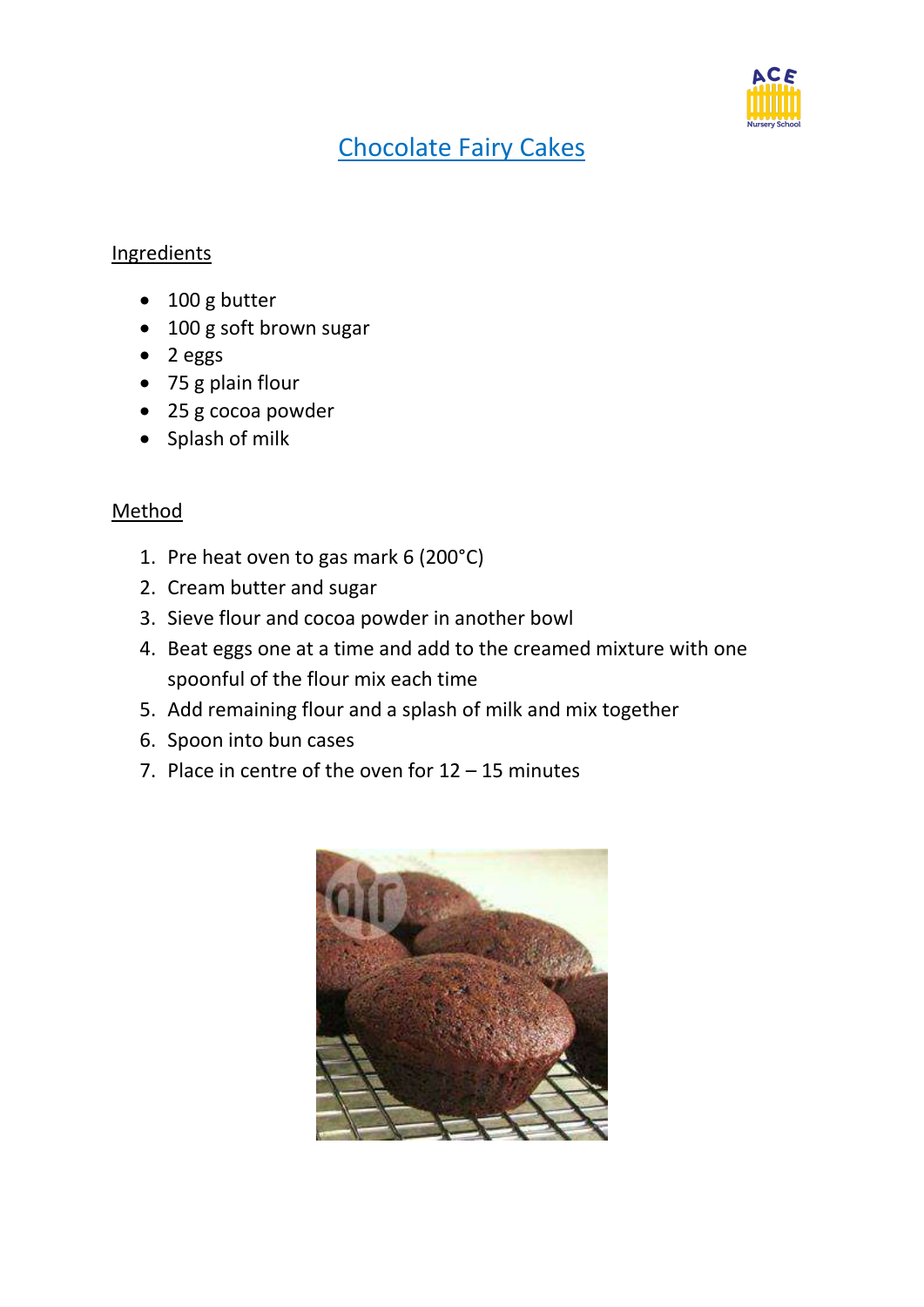# Chocolate Fairy Cakes

## Ingredients

- 100 g butter
- 100 g soft brown sugar
- 2 eggs
- 75 g plain flour
- 25 g cocoa powder
- Splash of milk

## Method

1. Pre heat oven to gas mark 6 (200°C)
2. Cream butter and sugar
3. Sieve flour and cocoa powder in another bowl
4. Beat eggs one at a time and add to the creamed mixture with one spoonful of the flour mix each time
5. Add remaining flour and a splash of milk and mix together
6. Spoon into bun cases
7. Place in centre of the oven for 12 – 15 minutes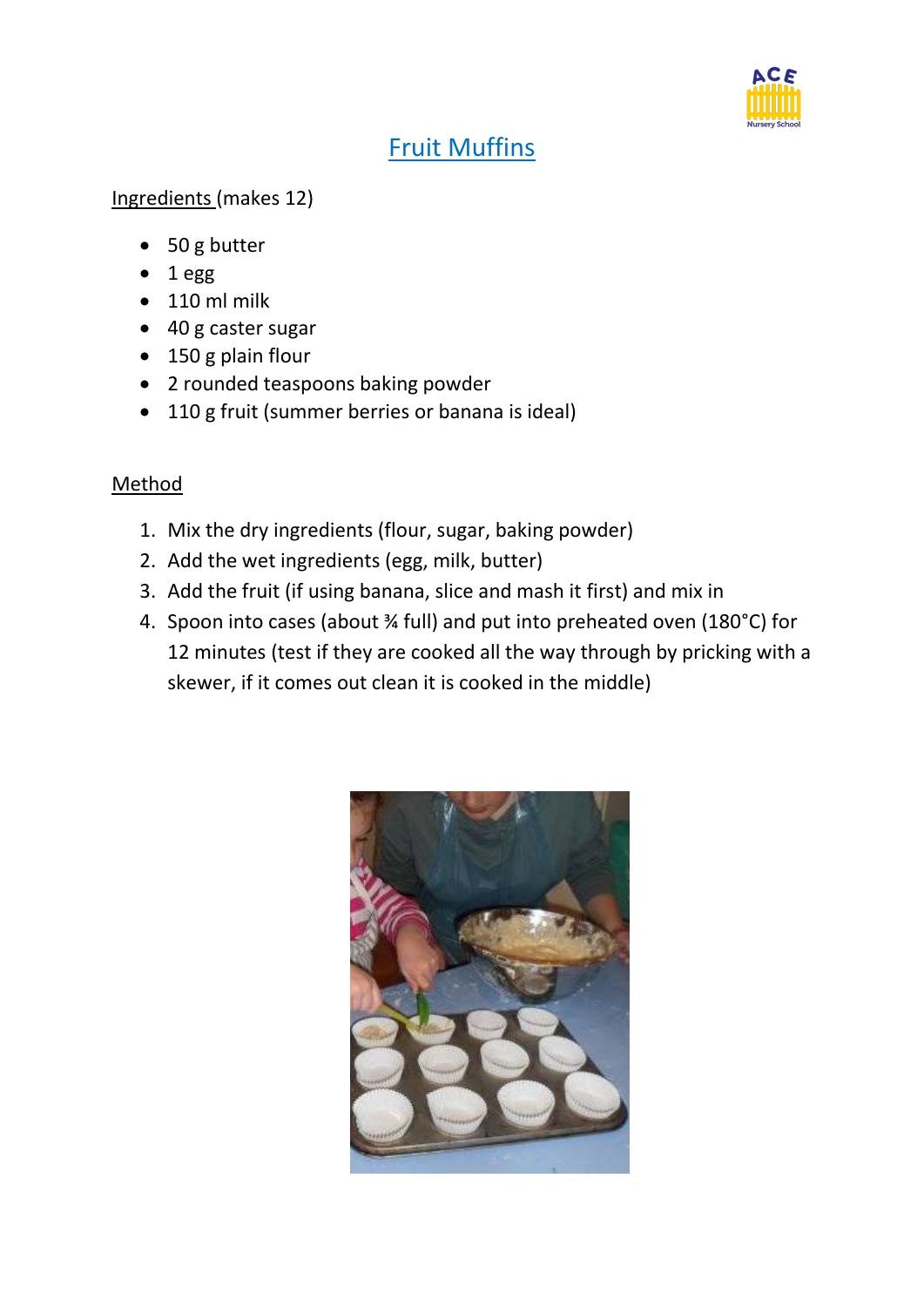# Fruit Muffins

Ingredients (makes 12)

- 50 g butter
- 1 egg
- 110 ml milk
- 40 g caster sugar
- 150 g plain flour
- 2 rounded teaspoons baking powder
- 110 g fruit (summer berries or banana is ideal)

Method

1. Mix the dry ingredients (flour, sugar, baking powder)
2. Add the wet ingredients (egg, milk, butter)
3. Add the fruit (if using banana, slice and mash it first) and mix in
4. Spoon into cases (about ¾ full) and put into preheated oven (180°C) for 12 minutes (test if they are cooked all the way through by pricking with a skewer, if it comes out clean it is cooked in the middle)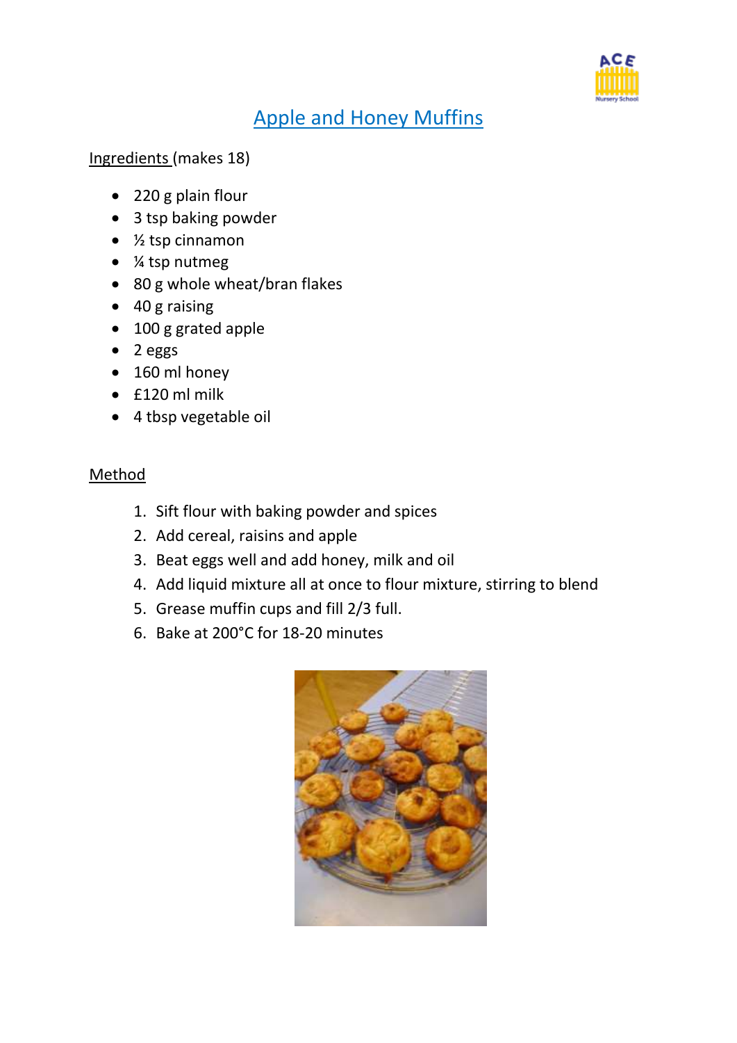# Apple and Honey Muffins

Ingredients (makes 18)

- 220 g plain flour
- 3 tsp baking powder
- ½ tsp cinnamon
- ¼ tsp nutmeg
- 80 g whole wheat/bran flakes
- 40 g raising
- 100 g grated apple
- 2 eggs
- 160 ml honey
- £120 ml milk
- 4 tbsp vegetable oil

Method

1. Sift flour with baking powder and spices
2. Add cereal, raisins and apple
3. Beat eggs well and add honey, milk and oil
4. Add liquid mixture all at once to flour mixture, stirring to blend
5. Grease muffin cups and fill 2/3 full.
6. Bake at 200°C for 18-20 minutes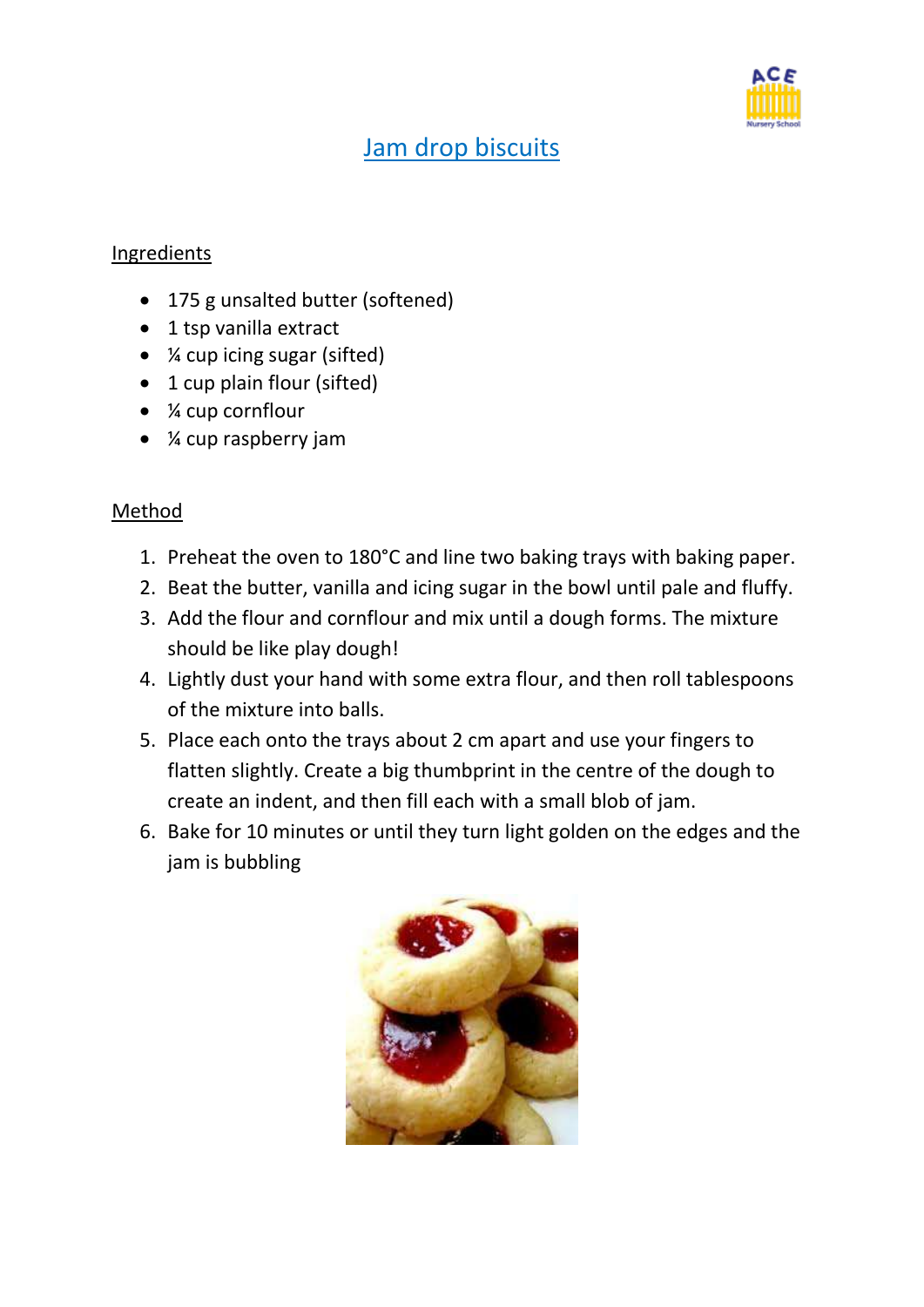# Jam drop biscuits

## Ingredients

- 175 g unsalted butter (softened)
- 1 tsp vanilla extract
- ¼ cup icing sugar (sifted)
- 1 cup plain flour (sifted)
- ¼ cup cornflour
- ¼ cup raspberry jam

## Method

1. Preheat the oven to 180°C and line two baking trays with baking paper.
2. Beat the butter, vanilla and icing sugar in the bowl until pale and fluffy.
3. Add the flour and cornflour and mix until a dough forms. The mixture should be like play dough!
4. Lightly dust your hand with some extra flour, and then roll tablespoons of the mixture into balls.
5. Place each onto the trays about 2 cm apart and use your fingers to flatten slightly. Create a big thumbprint in the centre of the dough to create an indent, and then fill each with a small blob of jam.
6. Bake for 10 minutes or until they turn light golden on the edges and the jam is bubbling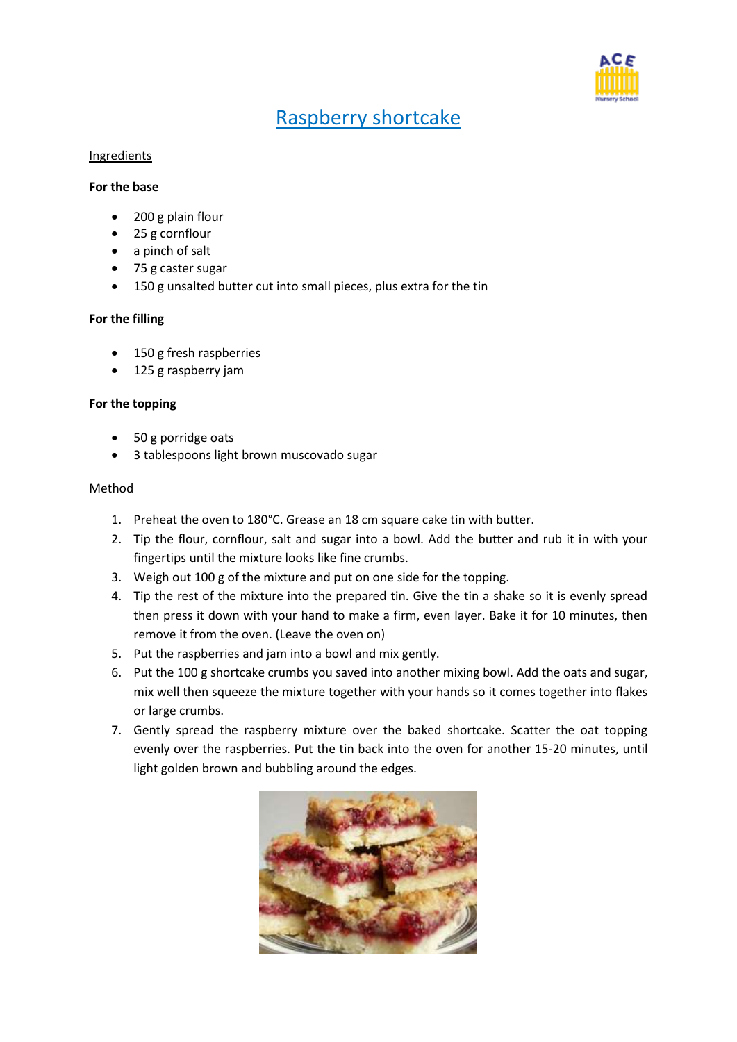# Raspberry shortcake

Ingredients

**For the base**

- 200 g plain flour
- 25 g cornflour
- a pinch of salt
- 75 g caster sugar
- 150 g unsalted butter cut into small pieces, plus extra for the tin

**For the filling**

- 150 g fresh raspberries
- 125 g raspberry jam

**For the topping**

- 50 g porridge oats
- 3 tablespoons light brown muscovado sugar

Method

1. Preheat the oven to 180°C. Grease an 18 cm square cake tin with butter.
2. Tip the flour, cornflour, salt and sugar into a bowl. Add the butter and rub it in with your fingertips until the mixture looks like fine crumbs.
3. Weigh out 100 g of the mixture and put on one side for the topping.
4. Tip the rest of the mixture into the prepared tin. Give the tin a shake so it is evenly spread then press it down with your hand to make a firm, even layer. Bake it for 10 minutes, then remove it from the oven. (Leave the oven on)
5. Put the raspberries and jam into a bowl and mix gently.
6. Put the 100 g shortcake crumbs you saved into another mixing bowl. Add the oats and sugar, mix well then squeeze the mixture together with your hands so it comes together into flakes or large crumbs.
7. Gently spread the raspberry mixture over the baked shortcake. Scatter the oat topping evenly over the raspberries. Put the tin back into the oven for another 15-20 minutes, until light golden brown and bubbling around the edges.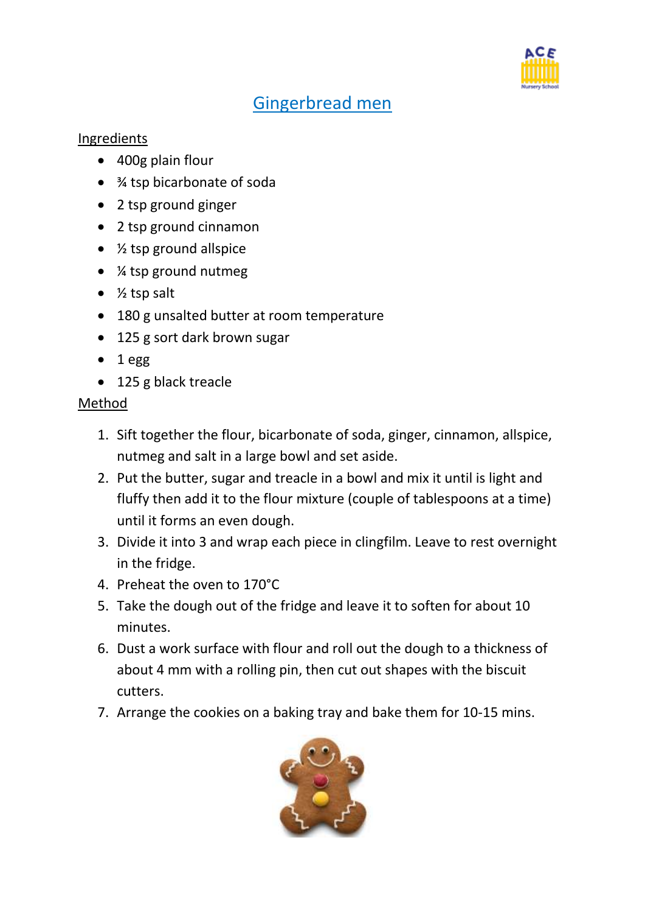# Gingerbread men

## Ingredients

- 400g plain flour
- ¾ tsp bicarbonate of soda
- 2 tsp ground ginger
- 2 tsp ground cinnamon
- ½ tsp ground allspice
- ¼ tsp ground nutmeg
- ½ tsp salt
- 180 g unsalted butter at room temperature
- 125 g sort dark brown sugar
- 1 egg
- 125 g black treacle

## Method

1. Sift together the flour, bicarbonate of soda, ginger, cinnamon, allspice, nutmeg and salt in a large bowl and set aside.
2. Put the butter, sugar and treacle in a bowl and mix it until is light and fluffy then add it to the flour mixture (couple of tablespoons at a time) until it forms an even dough.
3. Divide it into 3 and wrap each piece in clingfilm. Leave to rest overnight in the fridge.
4. Preheat the oven to 170°C
5. Take the dough out of the fridge and leave it to soften for about 10 minutes.
6. Dust a work surface with flour and roll out the dough to a thickness of about 4 mm with a rolling pin, then cut out shapes with the biscuit cutters.
7. Arrange the cookies on a baking tray and bake them for 10-15 mins.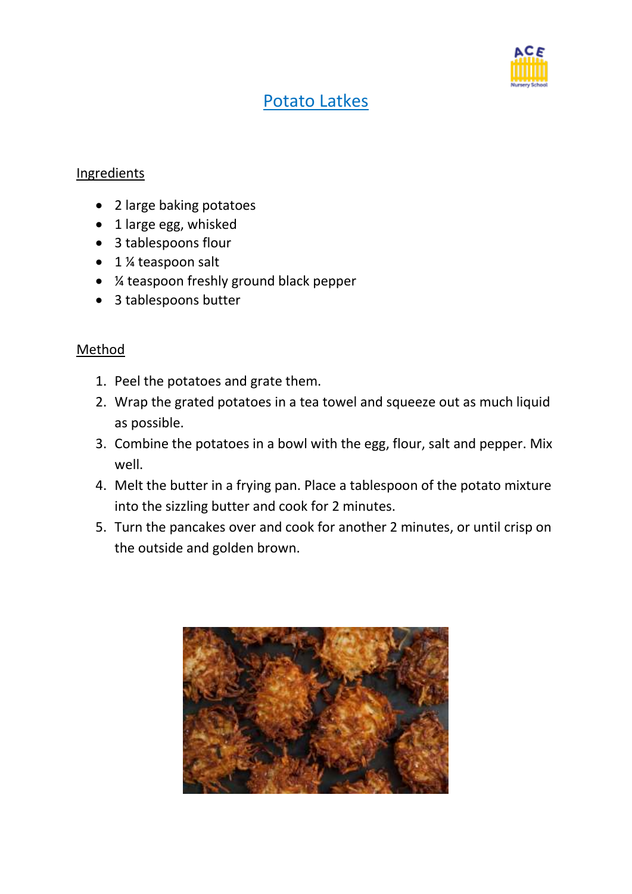# Potato Latkes

## Ingredients

- 2 large baking potatoes
- 1 large egg, whisked
- 3 tablespoons flour
- 1 ¼ teaspoon salt
- ¼ teaspoon freshly ground black pepper
- 3 tablespoons butter

## Method

1. Peel the potatoes and grate them.
2. Wrap the grated potatoes in a tea towel and squeeze out as much liquid as possible.
3. Combine the potatoes in a bowl with the egg, flour, salt and pepper. Mix well.
4. Melt the butter in a frying pan. Place a tablespoon of the potato mixture into the sizzling butter and cook for 2 minutes.
5. Turn the pancakes over and cook for another 2 minutes, or until crisp on the outside and golden brown.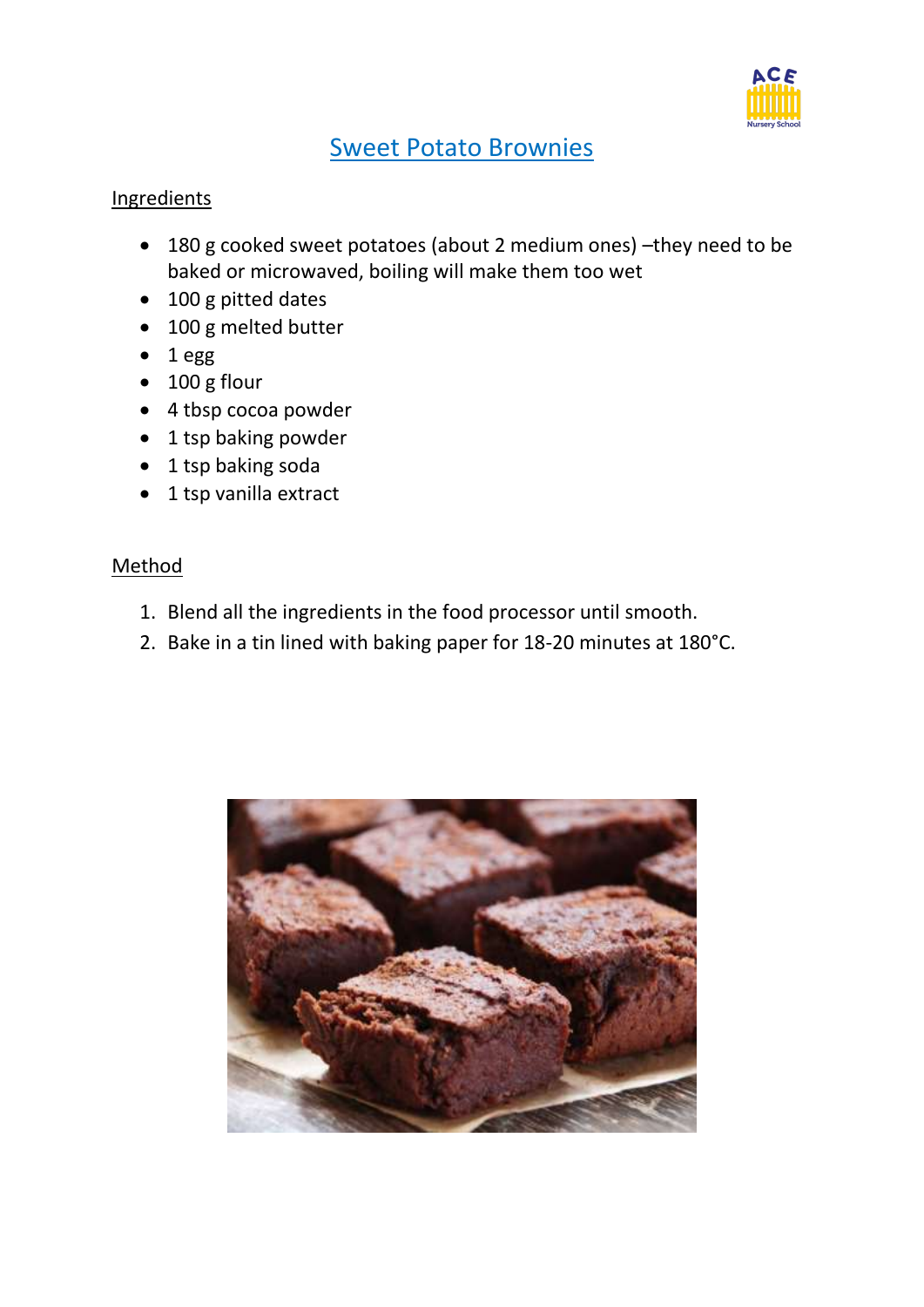# Sweet Potato Brownies

## Ingredients

- 180 g cooked sweet potatoes (about 2 medium ones) –they need to be baked or microwaved, boiling will make them too wet
- 100 g pitted dates
- 100 g melted butter
- 1 egg
- 100 g flour
- 4 tbsp cocoa powder
- 1 tsp baking powder
- 1 tsp baking soda
- 1 tsp vanilla extract

## Method

1. Blend all the ingredients in the food processor until smooth.
2. Bake in a tin lined with baking paper for 18-20 minutes at 180°C.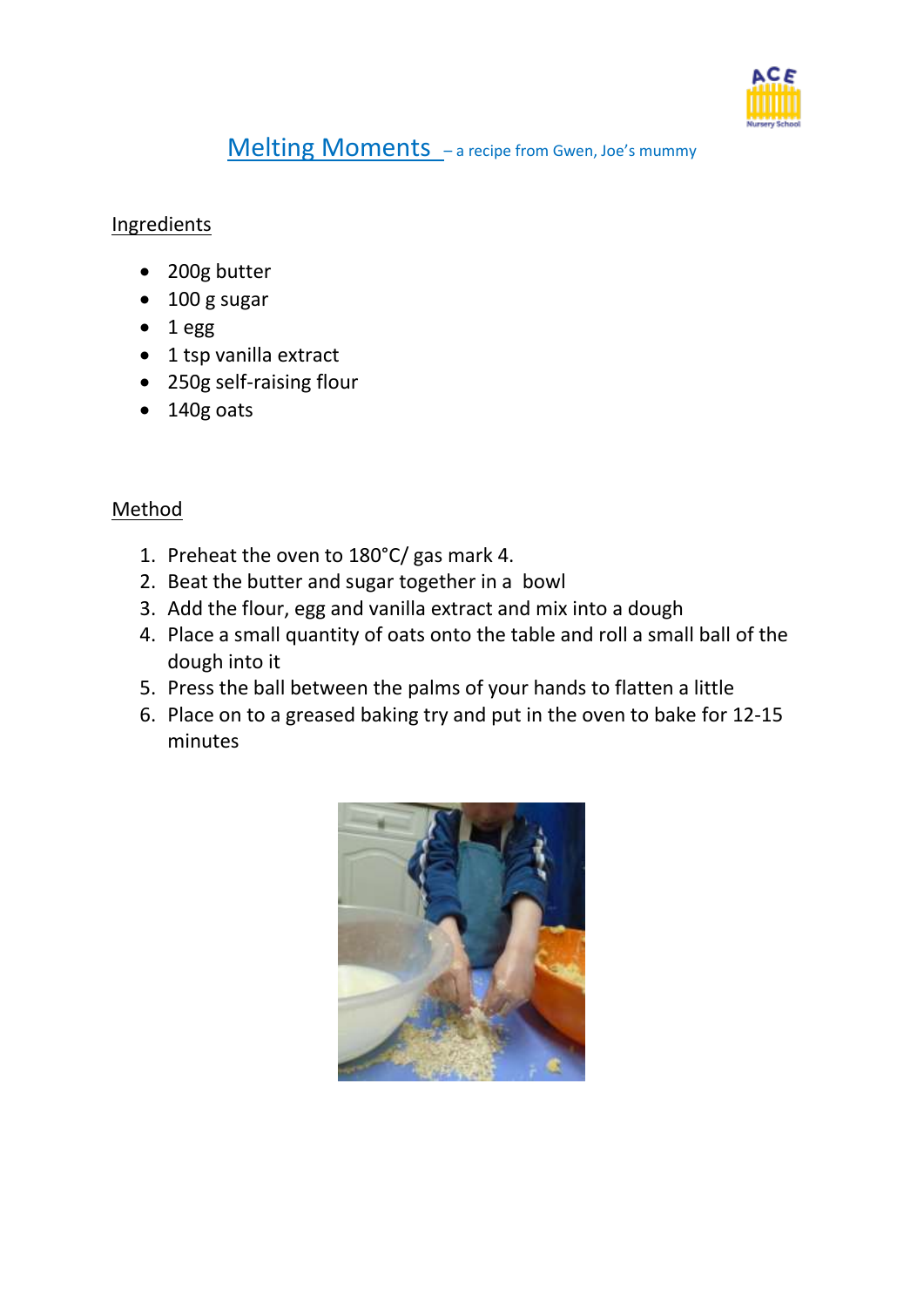# Melting Moments – a recipe from Gwen, Joe's mummy

## Ingredients

- 200g butter
- 100 g sugar
- 1 egg
- 1 tsp vanilla extract
- 250g self-raising flour
- 140g oats

## Method

1. Preheat the oven to 180°C/ gas mark 4.
2. Beat the butter and sugar together in a bowl
3. Add the flour, egg and vanilla extract and mix into a dough
4. Place a small quantity of oats onto the table and roll a small ball of the dough into it
5. Press the ball between the palms of your hands to flatten a little
6. Place on to a greased baking try and put in the oven to bake for 12-15 minutes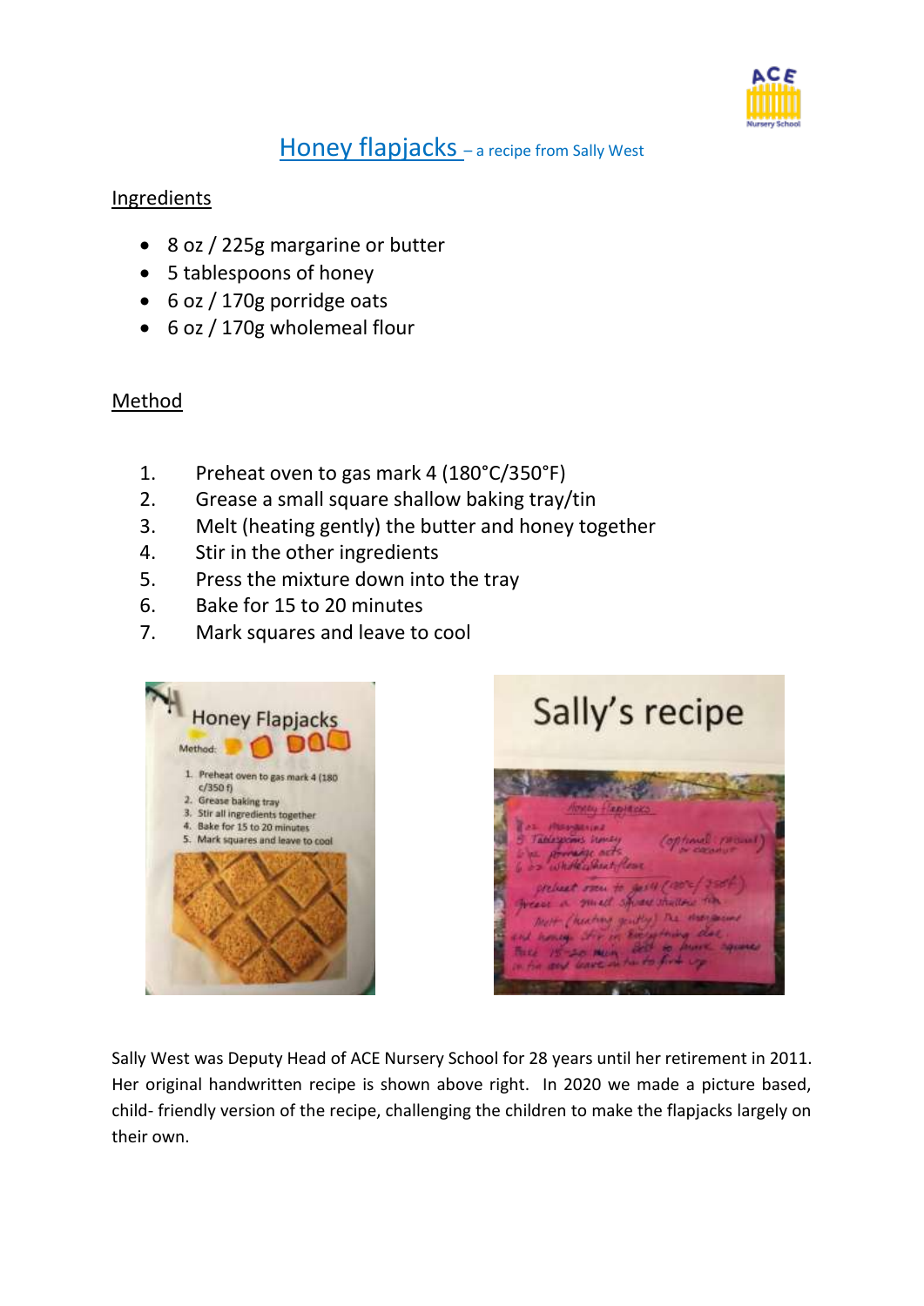# Honey flapjacks – a recipe from Sally West

## Ingredients

- 8 oz / 225g margarine or butter
- 5 tablespoons of honey
- 6 oz / 170g porridge oats
- 6 oz / 170g wholemeal flour

## Method

1. Preheat oven to gas mark 4 (180°C/350°F)
2. Grease a small square shallow baking tray/tin
3. Melt (heating gently) the butter and honey together
4. Stir in the other ingredients
5. Press the mixture down into the tray
6. Bake for 15 to 20 minutes
7. Mark squares and leave to cool

Sally West was Deputy Head of ACE Nursery School for 28 years until her retirement in 2011. Her original handwritten recipe is shown above right. In 2020 we made a picture based, child- friendly version of the recipe, challenging the children to make the flapjacks largely on their own.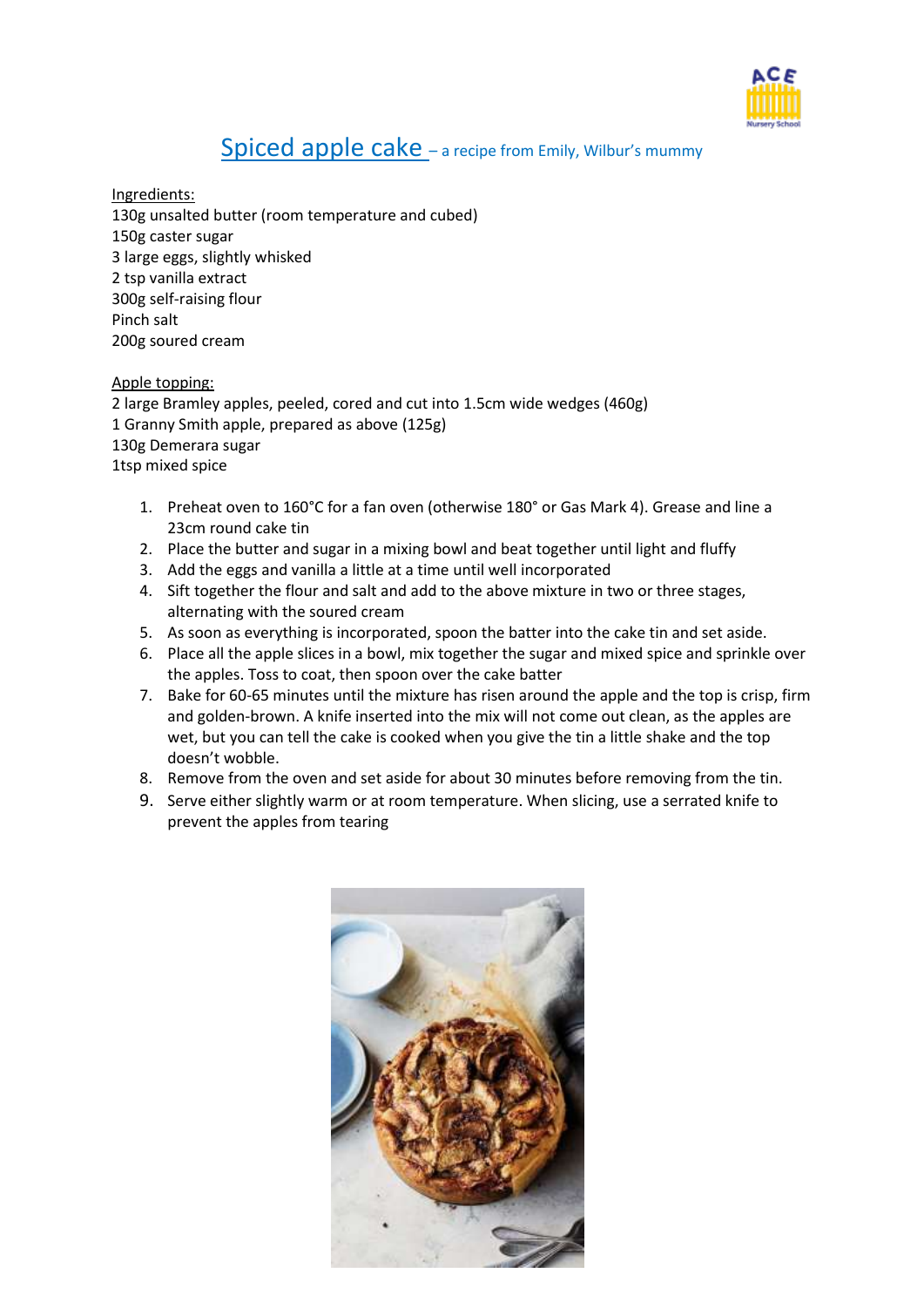# Spiced apple cake – a recipe from Emily, Wilbur's mummy

Ingredients:

130g unsalted butter (room temperature and cubed)
150g caster sugar
3 large eggs, slightly whisked
2 tsp vanilla extract
300g self-raising flour
Pinch salt
200g soured cream

Apple topping:

2 large Bramley apples, peeled, cored and cut into 1.5cm wide wedges (460g)
1 Granny Smith apple, prepared as above (125g)
130g Demerara sugar
1tsp mixed spice

1. Preheat oven to 160°C for a fan oven (otherwise 180° or Gas Mark 4). Grease and line a 23cm round cake tin
2. Place the butter and sugar in a mixing bowl and beat together until light and fluffy
3. Add the eggs and vanilla a little at a time until well incorporated
4. Sift together the flour and salt and add to the above mixture in two or three stages, alternating with the soured cream
5. As soon as everything is incorporated, spoon the batter into the cake tin and set aside.
6. Place all the apple slices in a bowl, mix together the sugar and mixed spice and sprinkle over the apples. Toss to coat, then spoon over the cake batter
7. Bake for 60-65 minutes until the mixture has risen around the apple and the top is crisp, firm and golden-brown. A knife inserted into the mix will not come out clean, as the apples are wet, but you can tell the cake is cooked when you give the tin a little shake and the top doesn't wobble.
8. Remove from the oven and set aside for about 30 minutes before removing from the tin.
9. Serve either slightly warm or at room temperature. When slicing, use a serrated knife to prevent the apples from tearing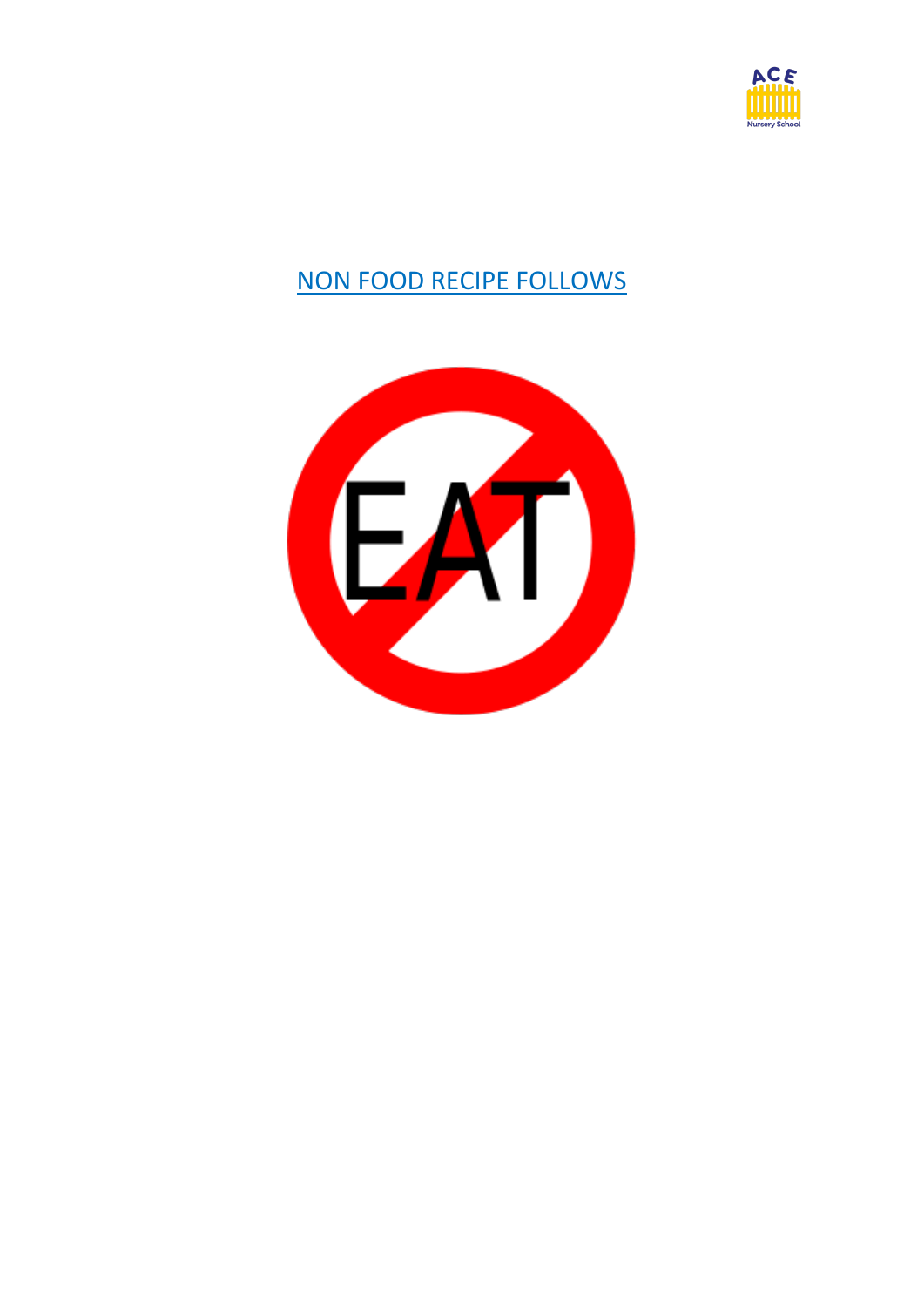NON FOOD RECIPE FOLLOWS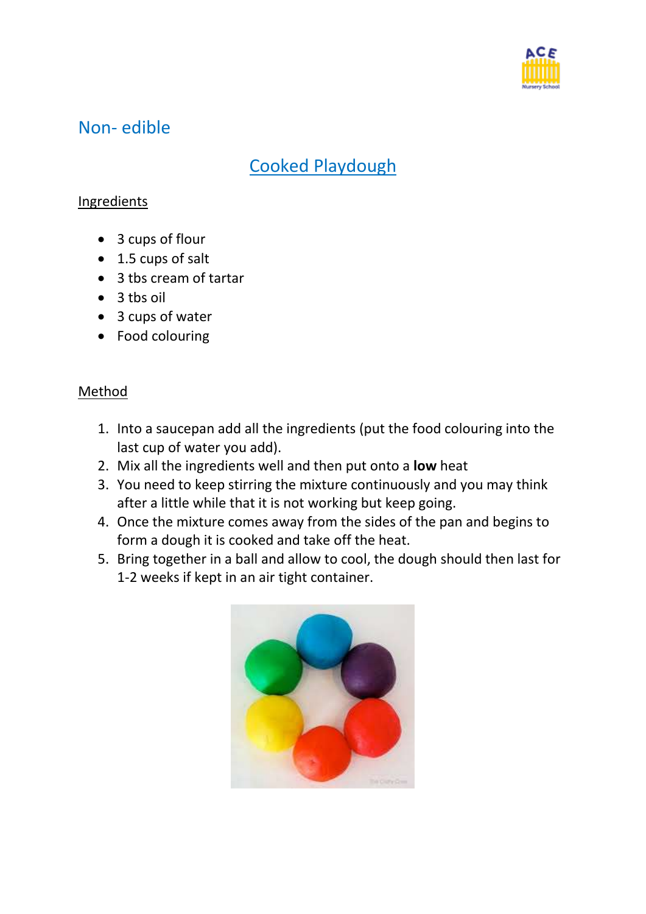## Non- edible

# Cooked Playdough

**Ingredients**

- 3 cups of flour
- 1.5 cups of salt
- 3 tbs cream of tartar
- 3 tbs oil
- 3 cups of water
- Food colouring

**Method**

1. Into a saucepan add all the ingredients (put the food colouring into the last cup of water you add).
2. Mix all the ingredients well and then put onto a **low** heat
3. You need to keep stirring the mixture continuously and you may think after a little while that it is not working but keep going.
4. Once the mixture comes away from the sides of the pan and begins to form a dough it is cooked and take off the heat.
5. Bring together in a ball and allow to cool, the dough should then last for 1-2 weeks if kept in an air tight container.